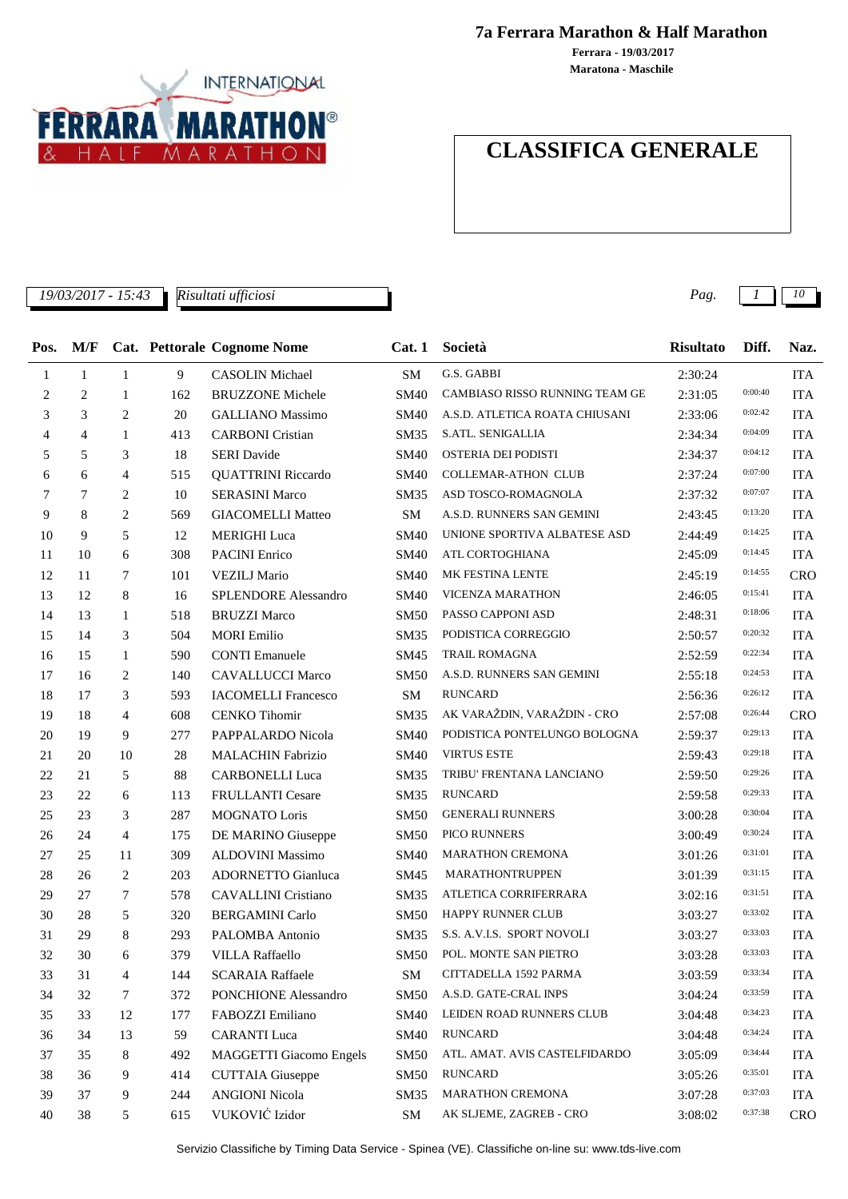# 7a Ferrara Marathon & Half Marathon

**Ferrara - 19/03/2017**
**Maratona - Maschile**

## CLASSIFICA GENERALE

*19/03/2017 - 15:43* *Risultati ufficiosi*

| Pos. | M/F | Cat. | Pettorale | Cognome Nome | Cat. 1 | Società | Risultato | Diff. | Naz. |
|---|---|---|---|---|---|---|---|---|---|
| 1 | 1 | 1 | 9 | CASOLIN Michael | SM | G.S. GABBI | 2:30:24 | | ITA |
| 2 | 2 | 1 | 162 | BRUZZONE Michele | SM40 | CAMBIASO RISSO RUNNING TEAM GE | 2:31:05 | 0:00:40 | ITA |
| 3 | 3 | 2 | 20 | GALLIANO Massimo | SM40 | A.S.D. ATLETICA ROATA CHIUSANI | 2:33:06 | 0:02:42 | ITA |
| 4 | 4 | 1 | 413 | CARBONI Cristian | SM35 | S.ATL. SENIGALLIA | 2:34:34 | 0:04:09 | ITA |
| 5 | 5 | 3 | 18 | SERI Davide | SM40 | OSTERIA DEI PODISTI | 2:34:37 | 0:04:12 | ITA |
| 6 | 6 | 4 | 515 | QUATTRINI Riccardo | SM40 | COLLEMAR-ATHON CLUB | 2:37:24 | 0:07:00 | ITA |
| 7 | 7 | 2 | 10 | SERASINI Marco | SM35 | ASD TOSCO-ROMAGNOLA | 2:37:32 | 0:07:07 | ITA |
| 9 | 8 | 2 | 569 | GIACOMELLI Matteo | SM | A.S.D. RUNNERS SAN GEMINI | 2:43:45 | 0:13:20 | ITA |
| 10 | 9 | 5 | 12 | MERIGHI Luca | SM40 | UNIONE SPORTIVA ALBATESE ASD | 2:44:49 | 0:14:25 | ITA |
| 11 | 10 | 6 | 308 | PACINI Enrico | SM40 | ATL CORTOGHIANA | 2:45:09 | 0:14:45 | ITA |
| 12 | 11 | 7 | 101 | VEZILJ Mario | SM40 | MK FESTINA LENTE | 2:45:19 | 0:14:55 | CRO |
| 13 | 12 | 8 | 16 | SPLENDORE Alessandro | SM40 | VICENZA MARATHON | 2:46:05 | 0:15:41 | ITA |
| 14 | 13 | 1 | 518 | BRUZZI Marco | SM50 | PASSO CAPPONI ASD | 2:48:31 | 0:18:06 | ITA |
| 15 | 14 | 3 | 504 | MORI Emilio | SM35 | PODISTICA CORREGGIO | 2:50:57 | 0:20:32 | ITA |
| 16 | 15 | 1 | 590 | CONTI Emanuele | SM45 | TRAIL ROMAGNA | 2:52:59 | 0:22:34 | ITA |
| 17 | 16 | 2 | 140 | CAVALLUCCI Marco | SM50 | A.S.D. RUNNERS SAN GEMINI | 2:55:18 | 0:24:53 | ITA |
| 18 | 17 | 3 | 593 | IACOMELLI Francesco | SM | RUNCARD | 2:56:36 | 0:26:12 | ITA |
| 19 | 18 | 4 | 608 | CENKO Tihomir | SM35 | AK VARAŽDIN, VARAŽDIN - CRO | 2:57:08 | 0:26:44 | CRO |
| 20 | 19 | 9 | 277 | PAPPALARDO Nicola | SM40 | PODISTICA PONTELUNGO BOLOGNA | 2:59:37 | 0:29:13 | ITA |
| 21 | 20 | 10 | 28 | MALACHIN Fabrizio | SM40 | VIRTUS ESTE | 2:59:43 | 0:29:18 | ITA |
| 22 | 21 | 5 | 88 | CARBONELLI Luca | SM35 | TRIBU' FRENTANA LANCIANO | 2:59:50 | 0:29:26 | ITA |
| 23 | 22 | 6 | 113 | FRULLANTI Cesare | SM35 | RUNCARD | 2:59:58 | 0:29:33 | ITA |
| 25 | 23 | 3 | 287 | MOGNATO Loris | SM50 | GENERALI RUNNERS | 3:00:28 | 0:30:04 | ITA |
| 26 | 24 | 4 | 175 | DE MARINO Giuseppe | SM50 | PICO RUNNERS | 3:00:49 | 0:30:24 | ITA |
| 27 | 25 | 11 | 309 | ALDOVINI Massimo | SM40 | MARATHON CREMONA | 3:01:26 | 0:31:01 | ITA |
| 28 | 26 | 2 | 203 | ADORNETTO Gianluca | SM45 | MARATHONTRUPPEN | 3:01:39 | 0:31:15 | ITA |
| 29 | 27 | 7 | 578 | CAVALLINI Cristiano | SM35 | ATLETICA CORRIFERRARA | 3:02:16 | 0:31:51 | ITA |
| 30 | 28 | 5 | 320 | BERGAMINI Carlo | SM50 | HAPPY RUNNER CLUB | 3:03:27 | 0:33:02 | ITA |
| 31 | 29 | 8 | 293 | PALOMBA Antonio | SM35 | S.S. A.V.I.S. SPORT NOVOLI | 3:03:27 | 0:33:03 | ITA |
| 32 | 30 | 6 | 379 | VILLA Raffaello | SM50 | POL. MONTE SAN PIETRO | 3:03:28 | 0:33:03 | ITA |
| 33 | 31 | 4 | 144 | SCARAIA Raffaele | SM | CITTADELLA 1592 PARMA | 3:03:59 | 0:33:34 | ITA |
| 34 | 32 | 7 | 372 | PONCHIONE Alessandro | SM50 | A.S.D. GATE-CRAL INPS | 3:04:24 | 0:33:59 | ITA |
| 35 | 33 | 12 | 177 | FABOZZI Emiliano | SM40 | LEIDEN ROAD RUNNERS CLUB | 3:04:48 | 0:34:23 | ITA |
| 36 | 34 | 13 | 59 | CARANTI Luca | SM40 | RUNCARD | 3:04:48 | 0:34:24 | ITA |
| 37 | 35 | 8 | 492 | MAGGETTI Giacomo Engels | SM50 | ATL. AMAT. AVIS CASTELFIDARDO | 3:05:09 | 0:34:44 | ITA |
| 38 | 36 | 9 | 414 | CUTTAIA Giuseppe | SM50 | RUNCARD | 3:05:26 | 0:35:01 | ITA |
| 39 | 37 | 9 | 244 | ANGIONI Nicola | SM35 | MARATHON CREMONA | 3:07:28 | 0:37:03 | ITA |
| 40 | 38 | 5 | 615 | VUKOVIĆ Izidor | SM | AK SLJEME, ZAGREB - CRO | 3:08:02 | 0:37:38 | CRO |

Servizio Classifiche by Timing Data Service - Spinea (VE). Classifiche on-line su: www.tds-live.com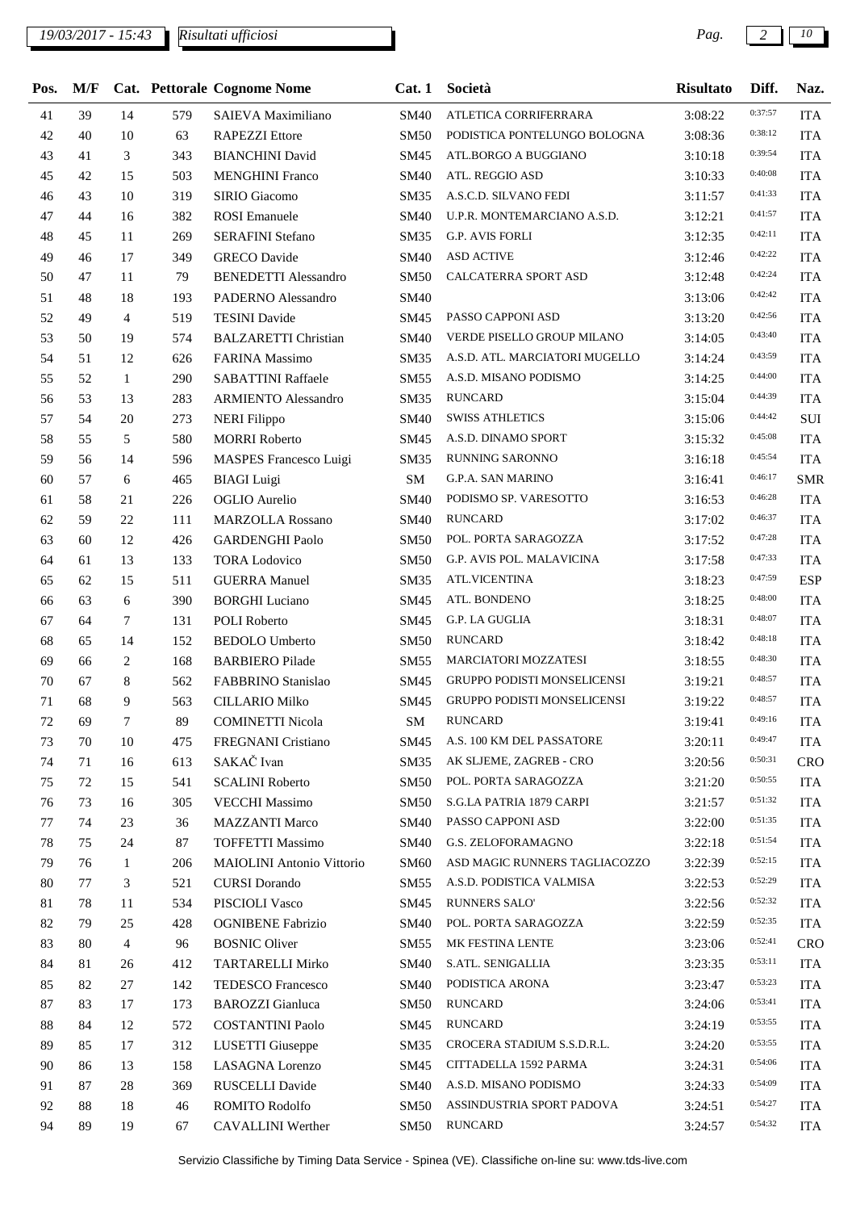| Pos. | M/F | Cat. | Pettorale | Cognome Nome | Cat. 1 | Società | Risultato | Diff. | Naz. |
|---|---|---|---|---|---|---|---|---|---|
| 41 | 39 | 14 | 579 | SAIEVA Maximiliano | SM40 | ATLETICA CORRIFERRARA | 3:08:22 | 0:37:57 | ITA |
| 42 | 40 | 10 | 63 | RAPEZZI Ettore | SM50 | PODISTICA PONTELUNGO BOLOGNA | 3:08:36 | 0:38:12 | ITA |
| 43 | 41 | 3 | 343 | BIANCHINI David | SM45 | ATL.BORGO A BUGGIANO | 3:10:18 | 0:39:54 | ITA |
| 45 | 42 | 15 | 503 | MENGHINI Franco | SM40 | ATL. REGGIO ASD | 3:10:33 | 0:40:08 | ITA |
| 46 | 43 | 10 | 319 | SIRIO Giacomo | SM35 | A.S.C.D. SILVANO FEDI | 3:11:57 | 0:41:33 | ITA |
| 47 | 44 | 16 | 382 | ROSI Emanuele | SM40 | U.P.R. MONTEMARCIANO A.S.D. | 3:12:21 | 0:41:57 | ITA |
| 48 | 45 | 11 | 269 | SERAFINI Stefano | SM35 | G.P. AVIS FORLI | 3:12:35 | 0:42:11 | ITA |
| 49 | 46 | 17 | 349 | GRECO Davide | SM40 | ASD ACTIVE | 3:12:46 | 0:42:22 | ITA |
| 50 | 47 | 11 | 79 | BENEDETTI Alessandro | SM50 | CALCATERRA SPORT ASD | 3:12:48 | 0:42:24 | ITA |
| 51 | 48 | 18 | 193 | PADERNO Alessandro | SM40 | | 3:13:06 | 0:42:42 | ITA |
| 52 | 49 | 4 | 519 | TESINI Davide | SM45 | PASSO CAPPONI ASD | 3:13:20 | 0:42:56 | ITA |
| 53 | 50 | 19 | 574 | BALZARETTI Christian | SM40 | VERDE PISELLO GROUP MILANO | 3:14:05 | 0:43:40 | ITA |
| 54 | 51 | 12 | 626 | FARINA Massimo | SM35 | A.S.D. ATL. MARCIATORI MUGELLO | 3:14:24 | 0:43:59 | ITA |
| 55 | 52 | 1 | 290 | SABATTINI Raffaele | SM55 | A.S.D. MISANO PODISMO | 3:14:25 | 0:44:00 | ITA |
| 56 | 53 | 13 | 283 | ARMIENTO Alessandro | SM35 | RUNCARD | 3:15:04 | 0:44:39 | ITA |
| 57 | 54 | 20 | 273 | NERI Filippo | SM40 | SWISS ATHLETICS | 3:15:06 | 0:44:42 | SUI |
| 58 | 55 | 5 | 580 | MORRI Roberto | SM45 | A.S.D. DINAMO SPORT | 3:15:32 | 0:45:08 | ITA |
| 59 | 56 | 14 | 596 | MASPES Francesco Luigi | SM35 | RUNNING SARONNO | 3:16:18 | 0:45:54 | ITA |
| 60 | 57 | 6 | 465 | BIAGI Luigi | SM | G.P.A. SAN MARINO | 3:16:41 | 0:46:17 | SMR |
| 61 | 58 | 21 | 226 | OGLIO Aurelio | SM40 | PODISMO SP. VARESOTTO | 3:16:53 | 0:46:28 | ITA |
| 62 | 59 | 22 | 111 | MARZOLLA Rossano | SM40 | RUNCARD | 3:17:02 | 0:46:37 | ITA |
| 63 | 60 | 12 | 426 | GARDENGHI Paolo | SM50 | POL. PORTA SARAGOZZA | 3:17:52 | 0:47:28 | ITA |
| 64 | 61 | 13 | 133 | TORA Lodovico | SM50 | G.P. AVIS POL. MALAVICINA | 3:17:58 | 0:47:33 | ITA |
| 65 | 62 | 15 | 511 | GUERRA Manuel | SM35 | ATL.VICENTINA | 3:18:23 | 0:47:59 | ESP |
| 66 | 63 | 6 | 390 | BORGHI Luciano | SM45 | ATL. BONDENO | 3:18:25 | 0:48:00 | ITA |
| 67 | 64 | 7 | 131 | POLI Roberto | SM45 | G.P. LA GUGLIA | 3:18:31 | 0:48:07 | ITA |
| 68 | 65 | 14 | 152 | BEDOLO Umberto | SM50 | RUNCARD | 3:18:42 | 0:48:18 | ITA |
| 69 | 66 | 2 | 168 | BARBIERO Pilade | SM55 | MARCIATORI MOZZATESI | 3:18:55 | 0:48:30 | ITA |
| 70 | 67 | 8 | 562 | FABBRINO Stanislao | SM45 | GRUPPO PODISTI MONSELICENSI | 3:19:21 | 0:48:57 | ITA |
| 71 | 68 | 9 | 563 | CILLARIO Milko | SM45 | GRUPPO PODISTI MONSELICENSI | 3:19:22 | 0:48:57 | ITA |
| 72 | 69 | 7 | 89 | COMINETTI Nicola | SM | RUNCARD | 3:19:41 | 0:49:16 | ITA |
| 73 | 70 | 10 | 475 | FREGNANI Cristiano | SM45 | A.S. 100 KM DEL PASSATORE | 3:20:11 | 0:49:47 | ITA |
| 74 | 71 | 16 | 613 | SAKAČ Ivan | SM35 | AK SLJEME, ZAGREB - CRO | 3:20:56 | 0:50:31 | CRO |
| 75 | 72 | 15 | 541 | SCALINI Roberto | SM50 | POL. PORTA SARAGOZZA | 3:21:20 | 0:50:55 | ITA |
| 76 | 73 | 16 | 305 | VECCHI Massimo | SM50 | S.G.LA PATRIA 1879 CARPI | 3:21:57 | 0:51:32 | ITA |
| 77 | 74 | 23 | 36 | MAZZANTI Marco | SM40 | PASSO CAPPONI ASD | 3:22:00 | 0:51:35 | ITA |
| 78 | 75 | 24 | 87 | TOFFETTI Massimo | SM40 | G.S. ZELOFORAMAGNO | 3:22:18 | 0:51:54 | ITA |
| 79 | 76 | 1 | 206 | MAIOLINI Antonio Vittorio | SM60 | ASD MAGIC RUNNERS TAGLIACOZZO | 3:22:39 | 0:52:15 | ITA |
| 80 | 77 | 3 | 521 | CURSI Dorando | SM55 | A.S.D. PODISTICA VALMISA | 3:22:53 | 0:52:29 | ITA |
| 81 | 78 | 11 | 534 | PISCIOLI Vasco | SM45 | RUNNERS SALO' | 3:22:56 | 0:52:32 | ITA |
| 82 | 79 | 25 | 428 | OGNIBENE Fabrizio | SM40 | POL. PORTA SARAGOZZA | 3:22:59 | 0:52:35 | ITA |
| 83 | 80 | 4 | 96 | BOSNIC Oliver | SM55 | MK FESTINA LENTE | 3:23:06 | 0:52:41 | CRO |
| 84 | 81 | 26 | 412 | TARTARELLI Mirko | SM40 | S.ATL. SENIGALLIA | 3:23:35 | 0:53:11 | ITA |
| 85 | 82 | 27 | 142 | TEDESCO Francesco | SM40 | PODISTICA ARONA | 3:23:47 | 0:53:23 | ITA |
| 87 | 83 | 17 | 173 | BAROZZI Gianluca | SM50 | RUNCARD | 3:24:06 | 0:53:41 | ITA |
| 88 | 84 | 12 | 572 | COSTANTINI Paolo | SM45 | RUNCARD | 3:24:19 | 0:53:55 | ITA |
| 89 | 85 | 17 | 312 | LUSETTI Giuseppe | SM35 | CROCERA STADIUM S.S.D.R.L. | 3:24:20 | 0:53:55 | ITA |
| 90 | 86 | 13 | 158 | LASAGNA Lorenzo | SM45 | CITTADELLA 1592 PARMA | 3:24:31 | 0:54:06 | ITA |
| 91 | 87 | 28 | 369 | RUSCELLI Davide | SM40 | A.S.D. MISANO PODISMO | 3:24:33 | 0:54:09 | ITA |
| 92 | 88 | 18 | 46 | ROMITO Rodolfo | SM50 | ASSINDUSTRIA SPORT PADOVA | 3:24:51 | 0:54:27 | ITA |
| 94 | 89 | 19 | 67 | CAVALLINI Werther | SM50 | RUNCARD | 3:24:57 | 0:54:32 | ITA |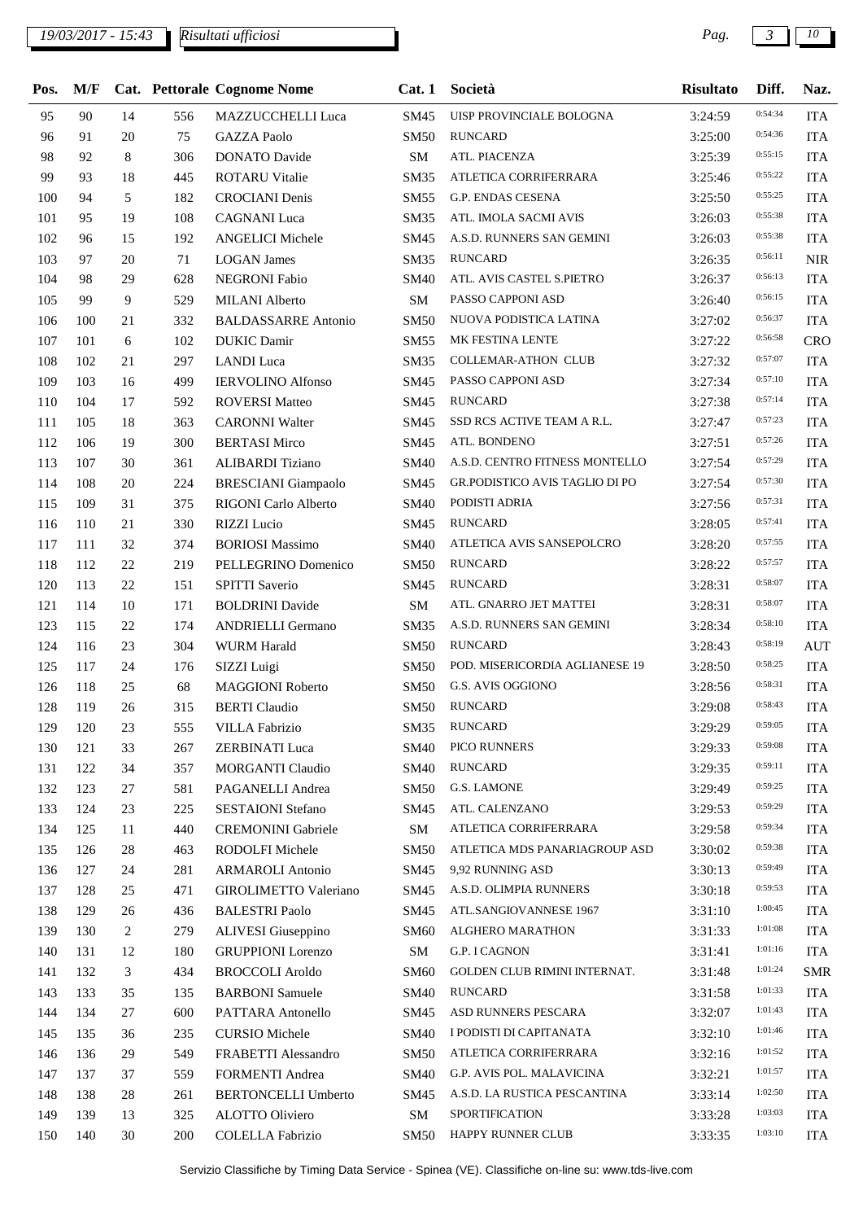| Pos. | M/F | Cat. | Pettorale | Cognome Nome | Cat. 1 | Società | Risultato | Diff. | Naz. |
|---|---|---|---|---|---|---|---|---|---|
| 95 | 90 | 14 | 556 | MAZZUCCHELLI Luca | SM45 | UISP PROVINCIALE BOLOGNA | 3:24:59 | 0:54:34 | ITA |
| 96 | 91 | 20 | 75 | GAZZA Paolo | SM50 | RUNCARD | 3:25:00 | 0:54:36 | ITA |
| 98 | 92 | 8 | 306 | DONATO Davide | SM | ATL. PIACENZA | 3:25:39 | 0:55:15 | ITA |
| 99 | 93 | 18 | 445 | ROTARU Vitalie | SM35 | ATLETICA CORRIFERRARA | 3:25:46 | 0:55:22 | ITA |
| 100 | 94 | 5 | 182 | CROCIANI Denis | SM55 | G.P. ENDAS CESENA | 3:25:50 | 0:55:25 | ITA |
| 101 | 95 | 19 | 108 | CAGNANI Luca | SM35 | ATL. IMOLA SACMI AVIS | 3:26:03 | 0:55:38 | ITA |
| 102 | 96 | 15 | 192 | ANGELICI Michele | SM45 | A.S.D. RUNNERS SAN GEMINI | 3:26:03 | 0:55:38 | ITA |
| 103 | 97 | 20 | 71 | LOGAN James | SM35 | RUNCARD | 3:26:35 | 0:56:11 | NIR |
| 104 | 98 | 29 | 628 | NEGRONI Fabio | SM40 | ATL. AVIS CASTEL S.PIETRO | 3:26:37 | 0:56:13 | ITA |
| 105 | 99 | 9 | 529 | MILANI Alberto | SM | PASSO CAPPONI ASD | 3:26:40 | 0:56:15 | ITA |
| 106 | 100 | 21 | 332 | BALDASSARRE Antonio | SM50 | NUOVA PODISTICA LATINA | 3:27:02 | 0:56:37 | ITA |
| 107 | 101 | 6 | 102 | DUKIC Damir | SM55 | MK FESTINA LENTE | 3:27:22 | 0:56:58 | CRO |
| 108 | 102 | 21 | 297 | LANDI Luca | SM35 | COLLEMAR-ATHON CLUB | 3:27:32 | 0:57:07 | ITA |
| 109 | 103 | 16 | 499 | IERVOLINO Alfonso | SM45 | PASSO CAPPONI ASD | 3:27:34 | 0:57:10 | ITA |
| 110 | 104 | 17 | 592 | ROVERSI Matteo | SM45 | RUNCARD | 3:27:38 | 0:57:14 | ITA |
| 111 | 105 | 18 | 363 | CARONNI Walter | SM45 | SSD RCS ACTIVE TEAM A R.L. | 3:27:47 | 0:57:23 | ITA |
| 112 | 106 | 19 | 300 | BERTASI Mirco | SM45 | ATL. BONDENO | 3:27:51 | 0:57:26 | ITA |
| 113 | 107 | 30 | 361 | ALIBARDI Tiziano | SM40 | A.S.D. CENTRO FITNESS MONTELLO | 3:27:54 | 0:57:29 | ITA |
| 114 | 108 | 20 | 224 | BRESCIANI Giampaolo | SM45 | GR.PODISTICO AVIS TAGLIO DI PO | 3:27:54 | 0:57:30 | ITA |
| 115 | 109 | 31 | 375 | RIGONI Carlo Alberto | SM40 | PODISTI ADRIA | 3:27:56 | 0:57:31 | ITA |
| 116 | 110 | 21 | 330 | RIZZI Lucio | SM45 | RUNCARD | 3:28:05 | 0:57:41 | ITA |
| 117 | 111 | 32 | 374 | BORIOSI Massimo | SM40 | ATLETICA AVIS SANSEPOLCRO | 3:28:20 | 0:57:55 | ITA |
| 118 | 112 | 22 | 219 | PELLEGRINO Domenico | SM50 | RUNCARD | 3:28:22 | 0:57:57 | ITA |
| 120 | 113 | 22 | 151 | SPITTI Saverio | SM45 | RUNCARD | 3:28:31 | 0:58:07 | ITA |
| 121 | 114 | 10 | 171 | BOLDRINI Davide | SM | ATL. GNARRO JET MATTEI | 3:28:31 | 0:58:07 | ITA |
| 123 | 115 | 22 | 174 | ANDRIELLI Germano | SM35 | A.S.D. RUNNERS SAN GEMINI | 3:28:34 | 0:58:10 | ITA |
| 124 | 116 | 23 | 304 | WURM Harald | SM50 | RUNCARD | 3:28:43 | 0:58:19 | AUT |
| 125 | 117 | 24 | 176 | SIZZI Luigi | SM50 | POD. MISERICORDIA AGLIANESE 19 | 3:28:50 | 0:58:25 | ITA |
| 126 | 118 | 25 | 68 | MAGGIONI Roberto | SM50 | G.S. AVIS OGGIONO | 3:28:56 | 0:58:31 | ITA |
| 128 | 119 | 26 | 315 | BERTI Claudio | SM50 | RUNCARD | 3:29:08 | 0:58:43 | ITA |
| 129 | 120 | 23 | 555 | VILLA Fabrizio | SM35 | RUNCARD | 3:29:29 | 0:59:05 | ITA |
| 130 | 121 | 33 | 267 | ZERBINATI Luca | SM40 | PICO RUNNERS | 3:29:33 | 0:59:08 | ITA |
| 131 | 122 | 34 | 357 | MORGANTI Claudio | SM40 | RUNCARD | 3:29:35 | 0:59:11 | ITA |
| 132 | 123 | 27 | 581 | PAGANELLI Andrea | SM50 | G.S. LAMONE | 3:29:49 | 0:59:25 | ITA |
| 133 | 124 | 23 | 225 | SESTAIONI Stefano | SM45 | ATL. CALENZANO | 3:29:53 | 0:59:29 | ITA |
| 134 | 125 | 11 | 440 | CREMONINI Gabriele | SM | ATLETICA CORRIFERRARA | 3:29:58 | 0:59:34 | ITA |
| 135 | 126 | 28 | 463 | RODOLFI Michele | SM50 | ATLETICA MDS PANARIAGROUP ASD | 3:30:02 | 0:59:38 | ITA |
| 136 | 127 | 24 | 281 | ARMAROLI Antonio | SM45 | 9,92 RUNNING ASD | 3:30:13 | 0:59:49 | ITA |
| 137 | 128 | 25 | 471 | GIROLIMETTO Valeriano | SM45 | A.S.D. OLIMPIA RUNNERS | 3:30:18 | 0:59:53 | ITA |
| 138 | 129 | 26 | 436 | BALESTRI Paolo | SM45 | ATL.SANGIOVANNESE 1967 | 3:31:10 | 1:00:45 | ITA |
| 139 | 130 | 2 | 279 | ALIVESI Giuseppino | SM60 | ALGHERO MARATHON | 3:31:33 | 1:01:08 | ITA |
| 140 | 131 | 12 | 180 | GRUPPIONI Lorenzo | SM | G.P. I CAGNON | 3:31:41 | 1:01:16 | ITA |
| 141 | 132 | 3 | 434 | BROCCOLI Aroldo | SM60 | GOLDEN CLUB RIMINI INTERNAT. | 3:31:48 | 1:01:24 | SMR |
| 143 | 133 | 35 | 135 | BARBONI Samuele | SM40 | RUNCARD | 3:31:58 | 1:01:33 | ITA |
| 144 | 134 | 27 | 600 | PATTARA Antonello | SM45 | ASD RUNNERS PESCARA | 3:32:07 | 1:01:43 | ITA |
| 145 | 135 | 36 | 235 | CURSIO Michele | SM40 | I PODISTI DI CAPITANATA | 3:32:10 | 1:01:46 | ITA |
| 146 | 136 | 29 | 549 | FRABETTI Alessandro | SM50 | ATLETICA CORRIFERRARA | 3:32:16 | 1:01:52 | ITA |
| 147 | 137 | 37 | 559 | FORMENTI Andrea | SM40 | G.P. AVIS POL. MALAVICINA | 3:32:21 | 1:01:57 | ITA |
| 148 | 138 | 28 | 261 | BERTONCELLI Umberto | SM45 | A.S.D. LA RUSTICA PESCANTINA | 3:33:14 | 1:02:50 | ITA |
| 149 | 139 | 13 | 325 | ALOTTO Oliviero | SM | SPORTIFICATION | 3:33:28 | 1:03:03 | ITA |
| 150 | 140 | 30 | 200 | COLELLA Fabrizio | SM50 | HAPPY RUNNER CLUB | 3:33:35 | 1:03:10 | ITA |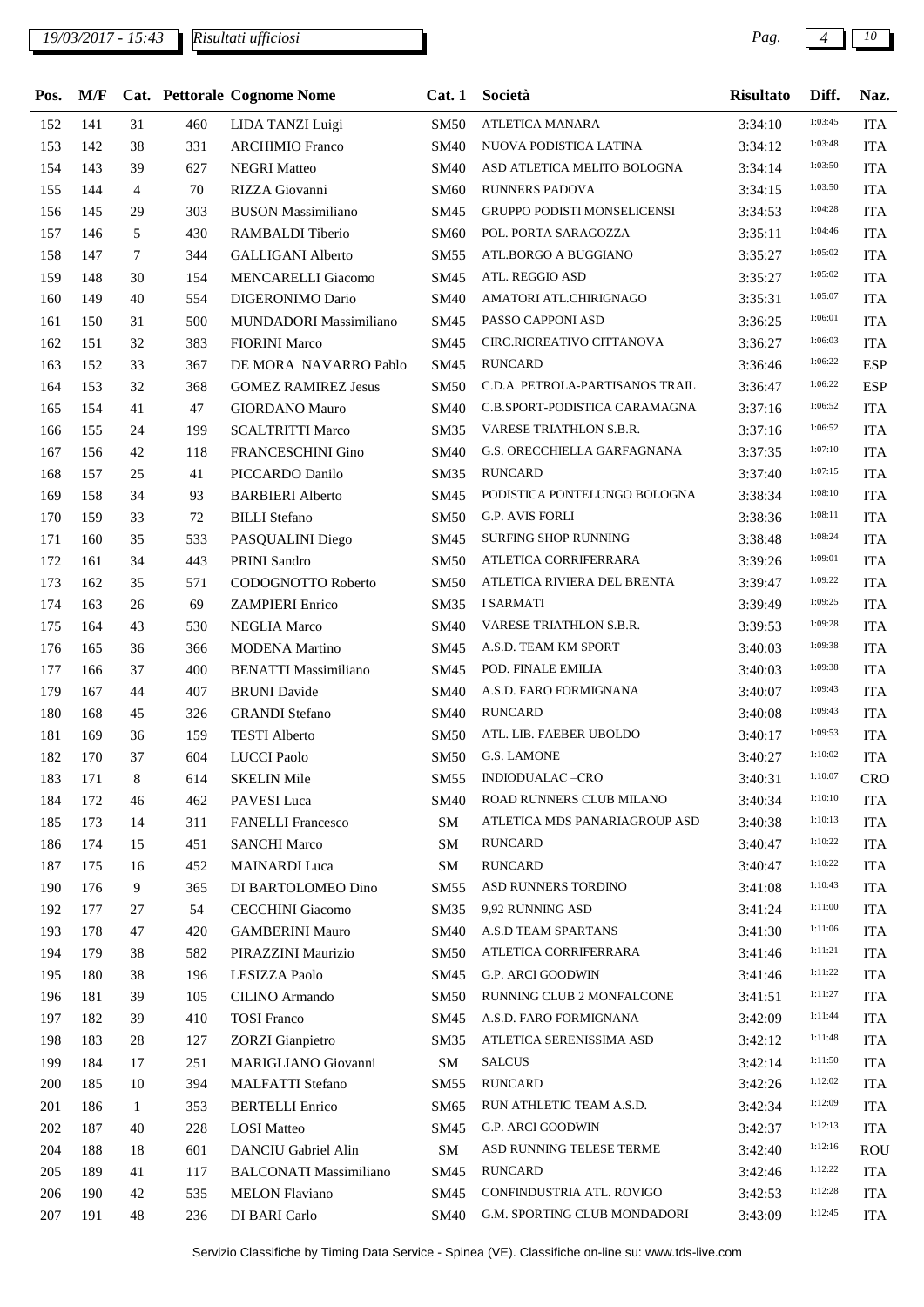| Pos. | M/F | Cat. | Pettorale | Cognome Nome | Cat. 1 | Società | Risultato | Diff. | Naz. |
|---|---|---|---|---|---|---|---|---|---|
| 152 | 141 | 31 | 460 | LIDA TANZI Luigi | SM50 | ATLETICA MANARA | 3:34:10 | 1:03:45 | ITA |
| 153 | 142 | 38 | 331 | ARCHIMIO Franco | SM40 | NUOVA PODISTICA LATINA | 3:34:12 | 1:03:48 | ITA |
| 154 | 143 | 39 | 627 | NEGRI Matteo | SM40 | ASD ATLETICA MELITO BOLOGNA | 3:34:14 | 1:03:50 | ITA |
| 155 | 144 | 4 | 70 | RIZZA Giovanni | SM60 | RUNNERS PADOVA | 3:34:15 | 1:03:50 | ITA |
| 156 | 145 | 29 | 303 | BUSON Massimiliano | SM45 | GRUPPO PODISTI MONSELICENSI | 3:34:53 | 1:04:28 | ITA |
| 157 | 146 | 5 | 430 | RAMBALDI Tiberio | SM60 | POL. PORTA SARAGOZZA | 3:35:11 | 1:04:46 | ITA |
| 158 | 147 | 7 | 344 | GALLIGANI Alberto | SM55 | ATL.BORGO A BUGGIANO | 3:35:27 | 1:05:02 | ITA |
| 159 | 148 | 30 | 154 | MENCARELLI Giacomo | SM45 | ATL. REGGIO ASD | 3:35:27 | 1:05:02 | ITA |
| 160 | 149 | 40 | 554 | DIGERONIMO Dario | SM40 | AMATORI ATL.CHIRIGNAGO | 3:35:31 | 1:05:07 | ITA |
| 161 | 150 | 31 | 500 | MUNDADORI Massimiliano | SM45 | PASSO CAPPONI ASD | 3:36:25 | 1:06:01 | ITA |
| 162 | 151 | 32 | 383 | FIORINI Marco | SM45 | CIRC.RICREATIVO CITTANOVA | 3:36:27 | 1:06:03 | ITA |
| 163 | 152 | 33 | 367 | DE MORA NAVARRO Pablo | SM45 | RUNCARD | 3:36:46 | 1:06:22 | ESP |
| 164 | 153 | 32 | 368 | GOMEZ RAMIREZ Jesus | SM50 | C.D.A. PETROLA-PARTISANOS TRAIL | 3:36:47 | 1:06:22 | ESP |
| 165 | 154 | 41 | 47 | GIORDANO Mauro | SM40 | C.B.SPORT-PODISTICA CARAMAGNA | 3:37:16 | 1:06:52 | ITA |
| 166 | 155 | 24 | 199 | SCALTRITTI Marco | SM35 | VARESE TRIATHLON S.B.R. | 3:37:16 | 1:06:52 | ITA |
| 167 | 156 | 42 | 118 | FRANCESCHINI Gino | SM40 | G.S. ORECCHIELLA GARFAGNANA | 3:37:35 | 1:07:10 | ITA |
| 168 | 157 | 25 | 41 | PICCARDO Danilo | SM35 | RUNCARD | 3:37:40 | 1:07:15 | ITA |
| 169 | 158 | 34 | 93 | BARBIERI Alberto | SM45 | PODISTICA PONTELUNGO BOLOGNA | 3:38:34 | 1:08:10 | ITA |
| 170 | 159 | 33 | 72 | BILLI Stefano | SM50 | G.P. AVIS FORLI | 3:38:36 | 1:08:11 | ITA |
| 171 | 160 | 35 | 533 | PASQUALINI Diego | SM45 | SURFING SHOP RUNNING | 3:38:48 | 1:08:24 | ITA |
| 172 | 161 | 34 | 443 | PRINI Sandro | SM50 | ATLETICA CORRIFERRARA | 3:39:26 | 1:09:01 | ITA |
| 173 | 162 | 35 | 571 | CODOGNOTTO Roberto | SM50 | ATLETICA RIVIERA DEL BRENTA | 3:39:47 | 1:09:22 | ITA |
| 174 | 163 | 26 | 69 | ZAMPIERI Enrico | SM35 | I SARMATI | 3:39:49 | 1:09:25 | ITA |
| 175 | 164 | 43 | 530 | NEGLIA Marco | SM40 | VARESE TRIATHLON S.B.R. | 3:39:53 | 1:09:28 | ITA |
| 176 | 165 | 36 | 366 | MODENA Martino | SM45 | A.S.D. TEAM KM SPORT | 3:40:03 | 1:09:38 | ITA |
| 177 | 166 | 37 | 400 | BENATTI Massimiliano | SM45 | POD. FINALE EMILIA | 3:40:03 | 1:09:38 | ITA |
| 179 | 167 | 44 | 407 | BRUNI Davide | SM40 | A.S.D. FARO FORMIGNANA | 3:40:07 | 1:09:43 | ITA |
| 180 | 168 | 45 | 326 | GRANDI Stefano | SM40 | RUNCARD | 3:40:08 | 1:09:43 | ITA |
| 181 | 169 | 36 | 159 | TESTI Alberto | SM50 | ATL. LIB. FAEBER UBOLDO | 3:40:17 | 1:09:53 | ITA |
| 182 | 170 | 37 | 604 | LUCCI Paolo | SM50 | G.S. LAMONE | 3:40:27 | 1:10:02 | ITA |
| 183 | 171 | 8 | 614 | SKELIN Mile | SM55 | INDIODUALAC –CRO | 3:40:31 | 1:10:07 | CRO |
| 184 | 172 | 46 | 462 | PAVESI Luca | SM40 | ROAD RUNNERS CLUB MILANO | 3:40:34 | 1:10:10 | ITA |
| 185 | 173 | 14 | 311 | FANELLI Francesco | SM | ATLETICA MDS PANARIAGROUP ASD | 3:40:38 | 1:10:13 | ITA |
| 186 | 174 | 15 | 451 | SANCHI Marco | SM | RUNCARD | 3:40:47 | 1:10:22 | ITA |
| 187 | 175 | 16 | 452 | MAINARDI Luca | SM | RUNCARD | 3:40:47 | 1:10:22 | ITA |
| 190 | 176 | 9 | 365 | DI BARTOLOMEO Dino | SM55 | ASD RUNNERS TORDINO | 3:41:08 | 1:10:43 | ITA |
| 192 | 177 | 27 | 54 | CECCHINI Giacomo | SM35 | 9,92 RUNNING ASD | 3:41:24 | 1:11:00 | ITA |
| 193 | 178 | 47 | 420 | GAMBERINI Mauro | SM40 | A.S.D TEAM SPARTANS | 3:41:30 | 1:11:06 | ITA |
| 194 | 179 | 38 | 582 | PIRAZZINI Maurizio | SM50 | ATLETICA CORRIFERRARA | 3:41:46 | 1:11:21 | ITA |
| 195 | 180 | 38 | 196 | LESIZZA Paolo | SM45 | G.P. ARCI GOODWIN | 3:41:46 | 1:11:22 | ITA |
| 196 | 181 | 39 | 105 | CILINO Armando | SM50 | RUNNING CLUB 2 MONFALCONE | 3:41:51 | 1:11:27 | ITA |
| 197 | 182 | 39 | 410 | TOSI Franco | SM45 | A.S.D. FARO FORMIGNANA | 3:42:09 | 1:11:44 | ITA |
| 198 | 183 | 28 | 127 | ZORZI Gianpietro | SM35 | ATLETICA SERENISSIMA ASD | 3:42:12 | 1:11:48 | ITA |
| 199 | 184 | 17 | 251 | MARIGLIANO Giovanni | SM | SALCUS | 3:42:14 | 1:11:50 | ITA |
| 200 | 185 | 10 | 394 | MALFATTI Stefano | SM55 | RUNCARD | 3:42:26 | 1:12:02 | ITA |
| 201 | 186 | 1 | 353 | BERTELLI Enrico | SM65 | RUN ATHLETIC TEAM A.S.D. | 3:42:34 | 1:12:09 | ITA |
| 202 | 187 | 40 | 228 | LOSI Matteo | SM45 | G.P. ARCI GOODWIN | 3:42:37 | 1:12:13 | ITA |
| 204 | 188 | 18 | 601 | DANCIU Gabriel Alin | SM | ASD RUNNING TELESE TERME | 3:42:40 | 1:12:16 | ROU |
| 205 | 189 | 41 | 117 | BALCONATI Massimiliano | SM45 | RUNCARD | 3:42:46 | 1:12:22 | ITA |
| 206 | 190 | 42 | 535 | MELON Flaviano | SM45 | CONFINDUSTRIA ATL. ROVIGO | 3:42:53 | 1:12:28 | ITA |
| 207 | 191 | 48 | 236 | DI BARI Carlo | SM40 | G.M. SPORTING CLUB MONDADORI | 3:43:09 | 1:12:45 | ITA |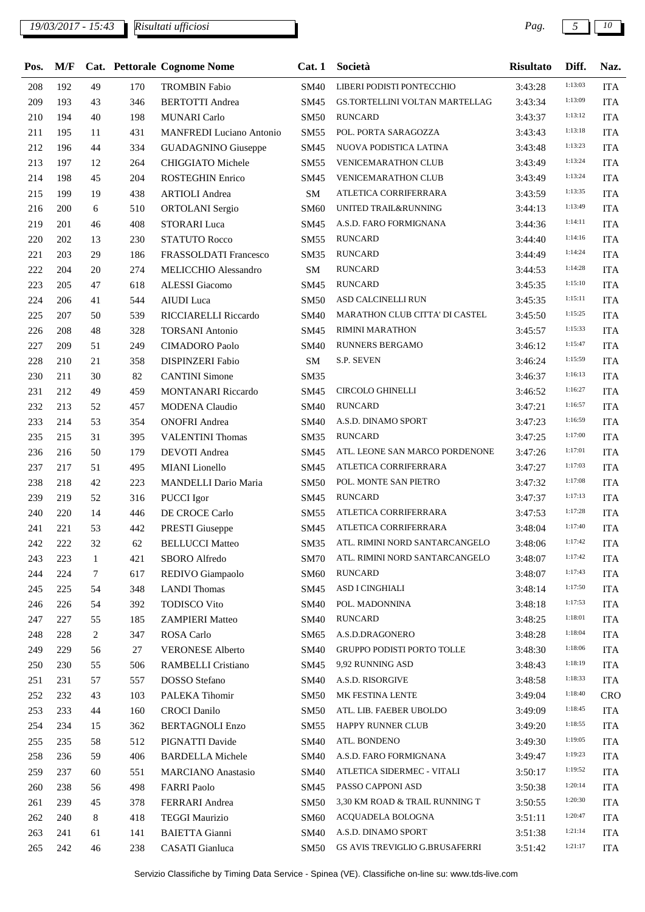| Pos. | M/F | Cat. | Pettorale | Cognome Nome | Cat. 1 | Società | Risultato | Diff. | Naz. |
|---|---|---|---|---|---|---|---|---|---|
| 208 | 192 | 49 | 170 | TROMBIN Fabio | SM40 | LIBERI PODISTI PONTECCHIO | 3:43:28 | 1:13:03 | ITA |
| 209 | 193 | 43 | 346 | BERTOTTI Andrea | SM45 | GS.TORTELLINI VOLTAN MARTELLAG | 3:43:34 | 1:13:09 | ITA |
| 210 | 194 | 40 | 198 | MUNARI Carlo | SM50 | RUNCARD | 3:43:37 | 1:13:12 | ITA |
| 211 | 195 | 11 | 431 | MANFREDI Luciano Antonio | SM55 | POL. PORTA SARAGOZZA | 3:43:43 | 1:13:18 | ITA |
| 212 | 196 | 44 | 334 | GUADAGNINO Giuseppe | SM45 | NUOVA PODISTICA LATINA | 3:43:48 | 1:13:23 | ITA |
| 213 | 197 | 12 | 264 | CHIGGIATO Michele | SM55 | VENICEMARATHON CLUB | 3:43:49 | 1:13:24 | ITA |
| 214 | 198 | 45 | 204 | ROSTEGHIN Enrico | SM45 | VENICEMARATHON CLUB | 3:43:49 | 1:13:24 | ITA |
| 215 | 199 | 19 | 438 | ARTIOLI Andrea | SM | ATLETICA CORRIFERRARA | 3:43:59 | 1:13:35 | ITA |
| 216 | 200 | 6 | 510 | ORTOLANI Sergio | SM60 | UNITED TRAIL&RUNNING | 3:44:13 | 1:13:49 | ITA |
| 219 | 201 | 46 | 408 | STORARI Luca | SM45 | A.S.D. FARO FORMIGNANA | 3:44:36 | 1:14:11 | ITA |
| 220 | 202 | 13 | 230 | STATUTO Rocco | SM55 | RUNCARD | 3:44:40 | 1:14:16 | ITA |
| 221 | 203 | 29 | 186 | FRASSOLDATI Francesco | SM35 | RUNCARD | 3:44:49 | 1:14:24 | ITA |
| 222 | 204 | 20 | 274 | MELICCHIO Alessandro | SM | RUNCARD | 3:44:53 | 1:14:28 | ITA |
| 223 | 205 | 47 | 618 | ALESSI Giacomo | SM45 | RUNCARD | 3:45:35 | 1:15:10 | ITA |
| 224 | 206 | 41 | 544 | AIUDI Luca | SM50 | ASD CALCINELLI RUN | 3:45:35 | 1:15:11 | ITA |
| 225 | 207 | 50 | 539 | RICCIARELLI Riccardo | SM40 | MARATHON CLUB CITTA' DI CASTEL | 3:45:50 | 1:15:25 | ITA |
| 226 | 208 | 48 | 328 | TORSANI Antonio | SM45 | RIMINI MARATHON | 3:45:57 | 1:15:33 | ITA |
| 227 | 209 | 51 | 249 | CIMADORO Paolo | SM40 | RUNNERS BERGAMO | 3:46:12 | 1:15:47 | ITA |
| 228 | 210 | 21 | 358 | DISPINZERI Fabio | SM | S.P. SEVEN | 3:46:24 | 1:15:59 | ITA |
| 230 | 211 | 30 | 82 | CANTINI Simone | SM35 | | 3:46:37 | 1:16:13 | ITA |
| 231 | 212 | 49 | 459 | MONTANARI Riccardo | SM45 | CIRCOLO GHINELLI | 3:46:52 | 1:16:27 | ITA |
| 232 | 213 | 52 | 457 | MODENA Claudio | SM40 | RUNCARD | 3:47:21 | 1:16:57 | ITA |
| 233 | 214 | 53 | 354 | ONOFRI Andrea | SM40 | A.S.D. DINAMO SPORT | 3:47:23 | 1:16:59 | ITA |
| 235 | 215 | 31 | 395 | VALENTINI Thomas | SM35 | RUNCARD | 3:47:25 | 1:17:00 | ITA |
| 236 | 216 | 50 | 179 | DEVOTI Andrea | SM45 | ATL. LEONE SAN MARCO PORDENONE | 3:47:26 | 1:17:01 | ITA |
| 237 | 217 | 51 | 495 | MIANI Lionello | SM45 | ATLETICA CORRIFERRARA | 3:47:27 | 1:17:03 | ITA |
| 238 | 218 | 42 | 223 | MANDELLI Dario Maria | SM50 | POL. MONTE SAN PIETRO | 3:47:32 | 1:17:08 | ITA |
| 239 | 219 | 52 | 316 | PUCCI Igor | SM45 | RUNCARD | 3:47:37 | 1:17:13 | ITA |
| 240 | 220 | 14 | 446 | DE CROCE Carlo | SM55 | ATLETICA CORRIFERRARA | 3:47:53 | 1:17:28 | ITA |
| 241 | 221 | 53 | 442 | PRESTI Giuseppe | SM45 | ATLETICA CORRIFERRARA | 3:48:04 | 1:17:40 | ITA |
| 242 | 222 | 32 | 62 | BELLUCCI Matteo | SM35 | ATL. RIMINI NORD SANTARCANGELO | 3:48:06 | 1:17:42 | ITA |
| 243 | 223 | 1 | 421 | SBORO Alfredo | SM70 | ATL. RIMINI NORD SANTARCANGELO | 3:48:07 | 1:17:42 | ITA |
| 244 | 224 | 7 | 617 | REDIVO Giampaolo | SM60 | RUNCARD | 3:48:07 | 1:17:43 | ITA |
| 245 | 225 | 54 | 348 | LANDI Thomas | SM45 | ASD I CINGHIALI | 3:48:14 | 1:17:50 | ITA |
| 246 | 226 | 54 | 392 | TODISCO Vito | SM40 | POL. MADONNINA | 3:48:18 | 1:17:53 | ITA |
| 247 | 227 | 55 | 185 | ZAMPIERI Matteo | SM40 | RUNCARD | 3:48:25 | 1:18:01 | ITA |
| 248 | 228 | 2 | 347 | ROSA Carlo | SM65 | A.S.D.DRAGONERO | 3:48:28 | 1:18:04 | ITA |
| 249 | 229 | 56 | 27 | VERONESE Alberto | SM40 | GRUPPO PODISTI PORTO TOLLE | 3:48:30 | 1:18:06 | ITA |
| 250 | 230 | 55 | 506 | RAMBELLI Cristiano | SM45 | 9,92 RUNNING ASD | 3:48:43 | 1:18:19 | ITA |
| 251 | 231 | 57 | 557 | DOSSO Stefano | SM40 | A.S.D. RISORGIVE | 3:48:58 | 1:18:33 | ITA |
| 252 | 232 | 43 | 103 | PALEKA Tihomir | SM50 | MK FESTINA LENTE | 3:49:04 | 1:18:40 | CRO |
| 253 | 233 | 44 | 160 | CROCI Danilo | SM50 | ATL. LIB. FAEBER UBOLDO | 3:49:09 | 1:18:45 | ITA |
| 254 | 234 | 15 | 362 | BERTAGNOLI Enzo | SM55 | HAPPY RUNNER CLUB | 3:49:20 | 1:18:55 | ITA |
| 255 | 235 | 58 | 512 | PIGNATTI Davide | SM40 | ATL. BONDENO | 3:49:30 | 1:19:05 | ITA |
| 258 | 236 | 59 | 406 | BARDELLA Michele | SM40 | A.S.D. FARO FORMIGNANA | 3:49:47 | 1:19:23 | ITA |
| 259 | 237 | 60 | 551 | MARCIANO Anastasio | SM40 | ATLETICA SIDERMEC - VITALI | 3:50:17 | 1:19:52 | ITA |
| 260 | 238 | 56 | 498 | FARRI Paolo | SM45 | PASSO CAPPONI ASD | 3:50:38 | 1:20:14 | ITA |
| 261 | 239 | 45 | 378 | FERRARI Andrea | SM50 | 3,30 KM ROAD & TRAIL RUNNING T | 3:50:55 | 1:20:30 | ITA |
| 262 | 240 | 8 | 418 | TEGGI Maurizio | SM60 | ACQUADELA BOLOGNA | 3:51:11 | 1:20:47 | ITA |
| 263 | 241 | 61 | 141 | BAIETTA Gianni | SM40 | A.S.D. DINAMO SPORT | 3:51:38 | 1:21:14 | ITA |
| 265 | 242 | 46 | 238 | CASATI Gianluca | SM50 | GS AVIS TREVIGLIO G.BRUSAFERRI | 3:51:42 | 1:21:17 | ITA |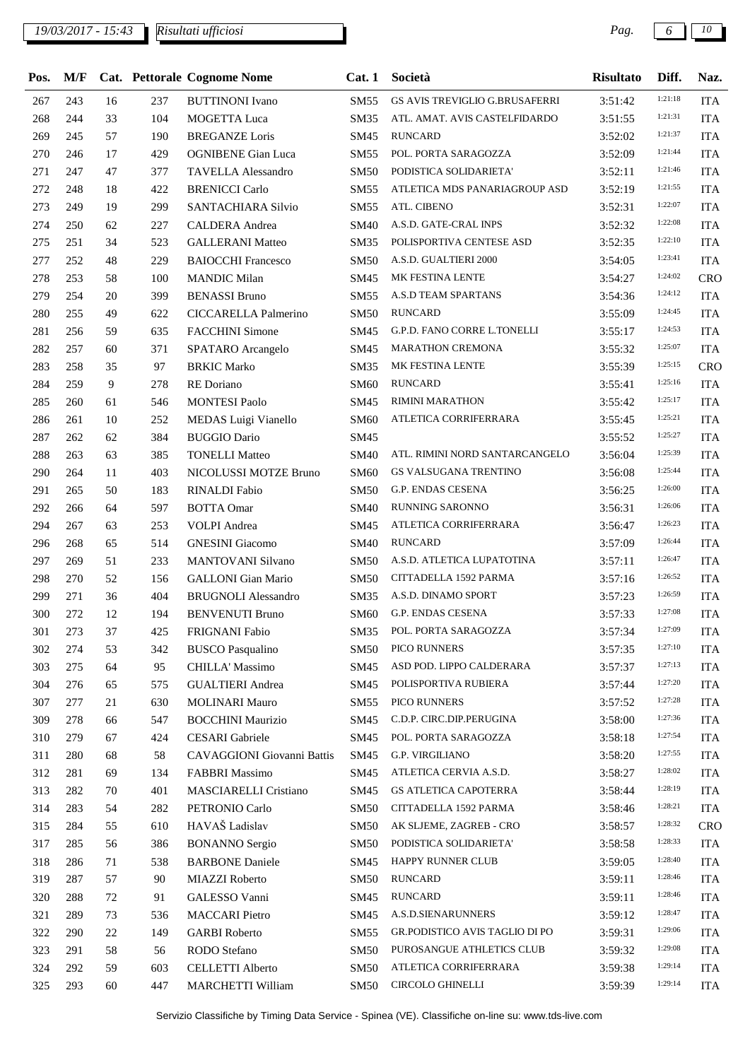| Pos. | M/F | Cat. | Pettorale | Cognome Nome | Cat. 1 | Società | Risultato | Diff. | Naz. |
|---|---|---|---|---|---|---|---|---|---|
| 267 | 243 | 16 | 237 | BUTTINONI Ivano | SM55 | GS AVIS TREVIGLIO G.BRUSAFERRI | 3:51:42 | 1:21:18 | ITA |
| 268 | 244 | 33 | 104 | MOGETTA Luca | SM35 | ATL. AMAT. AVIS CASTELFIDARDO | 3:51:55 | 1:21:31 | ITA |
| 269 | 245 | 57 | 190 | BREGANZE Loris | SM45 | RUNCARD | 3:52:02 | 1:21:37 | ITA |
| 270 | 246 | 17 | 429 | OGNIBENE Gian Luca | SM55 | POL. PORTA SARAGOZZA | 3:52:09 | 1:21:44 | ITA |
| 271 | 247 | 47 | 377 | TAVELLA Alessandro | SM50 | PODISTICA SOLIDARIETA' | 3:52:11 | 1:21:46 | ITA |
| 272 | 248 | 18 | 422 | BRENICCI Carlo | SM55 | ATLETICA MDS PANARIAGROUP ASD | 3:52:19 | 1:21:55 | ITA |
| 273 | 249 | 19 | 299 | SANTACHIARA Silvio | SM55 | ATL. CIBENO | 3:52:31 | 1:22:07 | ITA |
| 274 | 250 | 62 | 227 | CALDERA Andrea | SM40 | A.S.D. GATE-CRAL INPS | 3:52:32 | 1:22:08 | ITA |
| 275 | 251 | 34 | 523 | GALLERANI Matteo | SM35 | POLISPORTIVA CENTESE ASD | 3:52:35 | 1:22:10 | ITA |
| 277 | 252 | 48 | 229 | BAIOCCHI Francesco | SM50 | A.S.D. GUALTIERI 2000 | 3:54:05 | 1:23:41 | ITA |
| 278 | 253 | 58 | 100 | MANDIC Milan | SM45 | MK FESTINA LENTE | 3:54:27 | 1:24:02 | CRO |
| 279 | 254 | 20 | 399 | BENASSI Bruno | SM55 | A.S.D TEAM SPARTANS | 3:54:36 | 1:24:12 | ITA |
| 280 | 255 | 49 | 622 | CICCARELLA Palmerino | SM50 | RUNCARD | 3:55:09 | 1:24:45 | ITA |
| 281 | 256 | 59 | 635 | FACCHINI Simone | SM45 | G.P.D. FANO CORRE L.TONELLI | 3:55:17 | 1:24:53 | ITA |
| 282 | 257 | 60 | 371 | SPATARO Arcangelo | SM45 | MARATHON CREMONA | 3:55:32 | 1:25:07 | ITA |
| 283 | 258 | 35 | 97 | BRKIC Marko | SM35 | MK FESTINA LENTE | 3:55:39 | 1:25:15 | CRO |
| 284 | 259 | 9 | 278 | RE Doriano | SM60 | RUNCARD | 3:55:41 | 1:25:16 | ITA |
| 285 | 260 | 61 | 546 | MONTESI Paolo | SM45 | RIMINI MARATHON | 3:55:42 | 1:25:17 | ITA |
| 286 | 261 | 10 | 252 | MEDAS Luigi Vianello | SM60 | ATLETICA CORRIFERRARA | 3:55:45 | 1:25:21 | ITA |
| 287 | 262 | 62 | 384 | BUGGIO Dario | SM45 | | 3:55:52 | 1:25:27 | ITA |
| 288 | 263 | 63 | 385 | TONELLI Matteo | SM40 | ATL. RIMINI NORD SANTARCANGELO | 3:56:04 | 1:25:39 | ITA |
| 290 | 264 | 11 | 403 | NICOLUSSI MOTZE Bruno | SM60 | GS VALSUGANA TRENTINO | 3:56:08 | 1:25:44 | ITA |
| 291 | 265 | 50 | 183 | RINALDI Fabio | SM50 | G.P. ENDAS CESENA | 3:56:25 | 1:26:00 | ITA |
| 292 | 266 | 64 | 597 | BOTTA Omar | SM40 | RUNNING SARONNO | 3:56:31 | 1:26:06 | ITA |
| 294 | 267 | 63 | 253 | VOLPI Andrea | SM45 | ATLETICA CORRIFERRARA | 3:56:47 | 1:26:23 | ITA |
| 296 | 268 | 65 | 514 | GNESINI Giacomo | SM40 | RUNCARD | 3:57:09 | 1:26:44 | ITA |
| 297 | 269 | 51 | 233 | MANTOVANI Silvano | SM50 | A.S.D. ATLETICA LUPATOTINA | 3:57:11 | 1:26:47 | ITA |
| 298 | 270 | 52 | 156 | GALLONI Gian Mario | SM50 | CITTADELLA 1592 PARMA | 3:57:16 | 1:26:52 | ITA |
| 299 | 271 | 36 | 404 | BRUGNOLI Alessandro | SM35 | A.S.D. DINAMO SPORT | 3:57:23 | 1:26:59 | ITA |
| 300 | 272 | 12 | 194 | BENVENUTI Bruno | SM60 | G.P. ENDAS CESENA | 3:57:33 | 1:27:08 | ITA |
| 301 | 273 | 37 | 425 | FRIGNANI Fabio | SM35 | POL. PORTA SARAGOZZA | 3:57:34 | 1:27:09 | ITA |
| 302 | 274 | 53 | 342 | BUSCO Pasqualino | SM50 | PICO RUNNERS | 3:57:35 | 1:27:10 | ITA |
| 303 | 275 | 64 | 95 | CHILLA' Massimo | SM45 | ASD POD. LIPPO CALDERARA | 3:57:37 | 1:27:13 | ITA |
| 304 | 276 | 65 | 575 | GUALTIERI Andrea | SM45 | POLISPORTIVA RUBIERA | 3:57:44 | 1:27:20 | ITA |
| 307 | 277 | 21 | 630 | MOLINARI Mauro | SM55 | PICO RUNNERS | 3:57:52 | 1:27:28 | ITA |
| 309 | 278 | 66 | 547 | BOCCHINI Maurizio | SM45 | C.D.P. CIRC.DIP.PERUGINA | 3:58:00 | 1:27:36 | ITA |
| 310 | 279 | 67 | 424 | CESARI Gabriele | SM45 | POL. PORTA SARAGOZZA | 3:58:18 | 1:27:54 | ITA |
| 311 | 280 | 68 | 58 | CAVAGGIONI Giovanni Battis | SM45 | G.P. VIRGILIANO | 3:58:20 | 1:27:55 | ITA |
| 312 | 281 | 69 | 134 | FABBRI Massimo | SM45 | ATLETICA CERVIA A.S.D. | 3:58:27 | 1:28:02 | ITA |
| 313 | 282 | 70 | 401 | MASCIARELLI Cristiano | SM45 | GS ATLETICA CAPOTERRA | 3:58:44 | 1:28:19 | ITA |
| 314 | 283 | 54 | 282 | PETRONIO Carlo | SM50 | CITTADELLA 1592 PARMA | 3:58:46 | 1:28:21 | ITA |
| 315 | 284 | 55 | 610 | HAVAŠ Ladislav | SM50 | AK SLJEME, ZAGREB - CRO | 3:58:57 | 1:28:32 | CRO |
| 317 | 285 | 56 | 386 | BONANNO Sergio | SM50 | PODISTICA SOLIDARIETA' | 3:58:58 | 1:28:33 | ITA |
| 318 | 286 | 71 | 538 | BARBONE Daniele | SM45 | HAPPY RUNNER CLUB | 3:59:05 | 1:28:40 | ITA |
| 319 | 287 | 57 | 90 | MIAZZI Roberto | SM50 | RUNCARD | 3:59:11 | 1:28:46 | ITA |
| 320 | 288 | 72 | 91 | GALESSO Vanni | SM45 | RUNCARD | 3:59:11 | 1:28:46 | ITA |
| 321 | 289 | 73 | 536 | MACCARI Pietro | SM45 | A.S.D.SIENARUNNERS | 3:59:12 | 1:28:47 | ITA |
| 322 | 290 | 22 | 149 | GARBI Roberto | SM55 | GR.PODISTICO AVIS TAGLIO DI PO | 3:59:31 | 1:29:06 | ITA |
| 323 | 291 | 58 | 56 | RODO Stefano | SM50 | PUROSANGUE ATHLETICS CLUB | 3:59:32 | 1:29:08 | ITA |
| 324 | 292 | 59 | 603 | CELLETTI Alberto | SM50 | ATLETICA CORRIFERRARA | 3:59:38 | 1:29:14 | ITA |
| 325 | 293 | 60 | 447 | MARCHETTI William | SM50 | CIRCOLO GHINELLI | 3:59:39 | 1:29:14 | ITA |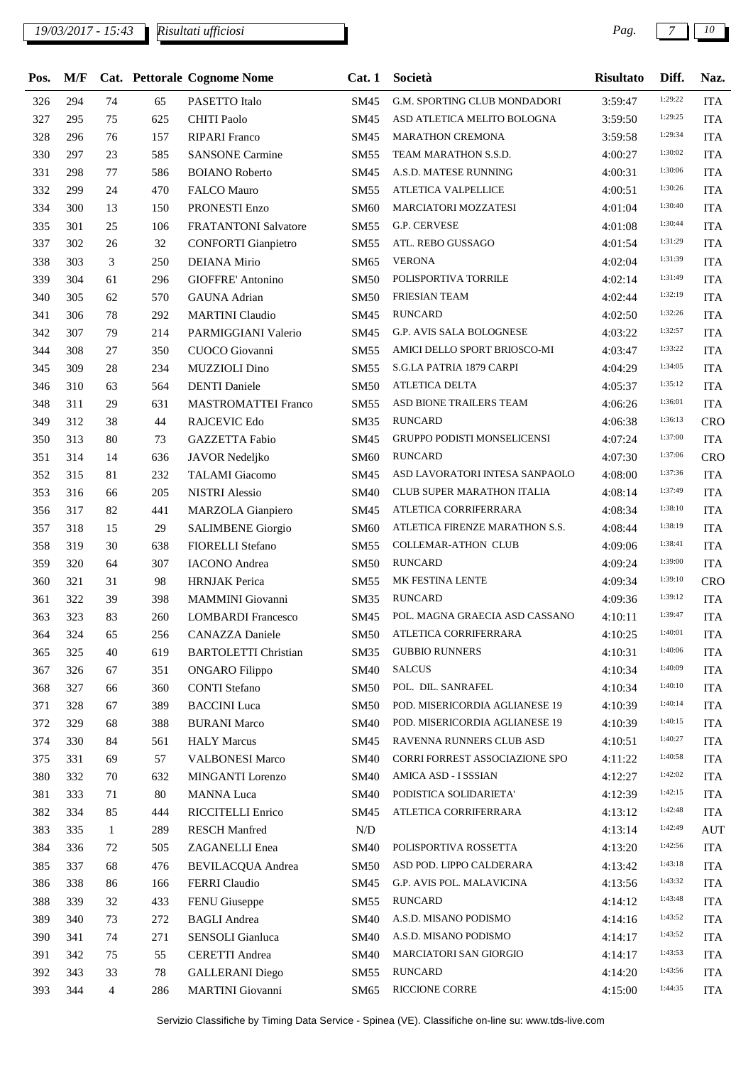| Pos. | M/F | Cat. | Pettorale | Cognome Nome | Cat. 1 | Società | Risultato | Diff. | Naz. |
|---|---|---|---|---|---|---|---|---|---|
| 326 | 294 | 74 | 65 | PASETTO Italo | SM45 | G.M. SPORTING CLUB MONDADORI | 3:59:47 | 1:29:22 | ITA |
| 327 | 295 | 75 | 625 | CHITI Paolo | SM45 | ASD ATLETICA MELITO BOLOGNA | 3:59:50 | 1:29:25 | ITA |
| 328 | 296 | 76 | 157 | RIPARI Franco | SM45 | MARATHON CREMONA | 3:59:58 | 1:29:34 | ITA |
| 330 | 297 | 23 | 585 | SANSONE Carmine | SM55 | TEAM MARATHON S.S.D. | 4:00:27 | 1:30:02 | ITA |
| 331 | 298 | 77 | 586 | BOIANO Roberto | SM45 | A.S.D. MATESE RUNNING | 4:00:31 | 1:30:06 | ITA |
| 332 | 299 | 24 | 470 | FALCO Mauro | SM55 | ATLETICA VALPELLICE | 4:00:51 | 1:30:26 | ITA |
| 334 | 300 | 13 | 150 | PRONESTI Enzo | SM60 | MARCIATORI MOZZATESI | 4:01:04 | 1:30:40 | ITA |
| 335 | 301 | 25 | 106 | FRATANTONI Salvatore | SM55 | G.P. CERVESE | 4:01:08 | 1:30:44 | ITA |
| 337 | 302 | 26 | 32 | CONFORTI Gianpietro | SM55 | ATL. REBO GUSSAGO | 4:01:54 | 1:31:29 | ITA |
| 338 | 303 | 3 | 250 | DEIANA Mirio | SM65 | VERONA | 4:02:04 | 1:31:39 | ITA |
| 339 | 304 | 61 | 296 | GIOFFRE' Antonino | SM50 | POLISPORTIVA TORRILE | 4:02:14 | 1:31:49 | ITA |
| 340 | 305 | 62 | 570 | GAUNA Adrian | SM50 | FRIESIAN TEAM | 4:02:44 | 1:32:19 | ITA |
| 341 | 306 | 78 | 292 | MARTINI Claudio | SM45 | RUNCARD | 4:02:50 | 1:32:26 | ITA |
| 342 | 307 | 79 | 214 | PARMIGGIANI Valerio | SM45 | G.P. AVIS SALA BOLOGNESE | 4:03:22 | 1:32:57 | ITA |
| 344 | 308 | 27 | 350 | CUOCO Giovanni | SM55 | AMICI DELLO SPORT BRIOSCO-MI | 4:03:47 | 1:33:22 | ITA |
| 345 | 309 | 28 | 234 | MUZZIOLI Dino | SM55 | S.G.LA PATRIA 1879 CARPI | 4:04:29 | 1:34:05 | ITA |
| 346 | 310 | 63 | 564 | DENTI Daniele | SM50 | ATLETICA DELTA | 4:05:37 | 1:35:12 | ITA |
| 348 | 311 | 29 | 631 | MASTROMATTEI Franco | SM55 | ASD BIONE TRAILERS TEAM | 4:06:26 | 1:36:01 | ITA |
| 349 | 312 | 38 | 44 | RAJCEVIC Edo | SM35 | RUNCARD | 4:06:38 | 1:36:13 | CRO |
| 350 | 313 | 80 | 73 | GAZZETTA Fabio | SM45 | GRUPPO PODISTI MONSELICENSI | 4:07:24 | 1:37:00 | ITA |
| 351 | 314 | 14 | 636 | JAVOR Nedeljko | SM60 | RUNCARD | 4:07:30 | 1:37:06 | CRO |
| 352 | 315 | 81 | 232 | TALAMI Giacomo | SM45 | ASD LAVORATORI INTESA SANPAOLO | 4:08:00 | 1:37:36 | ITA |
| 353 | 316 | 66 | 205 | NISTRI Alessio | SM40 | CLUB SUPER MARATHON ITALIA | 4:08:14 | 1:37:49 | ITA |
| 356 | 317 | 82 | 441 | MARZOLA Gianpiero | SM45 | ATLETICA CORRIFERRARA | 4:08:34 | 1:38:10 | ITA |
| 357 | 318 | 15 | 29 | SALIMBENE Giorgio | SM60 | ATLETICA FIRENZE MARATHON S.S. | 4:08:44 | 1:38:19 | ITA |
| 358 | 319 | 30 | 638 | FIORELLI Stefano | SM55 | COLLEMAR-ATHON CLUB | 4:09:06 | 1:38:41 | ITA |
| 359 | 320 | 64 | 307 | IACONO Andrea | SM50 | RUNCARD | 4:09:24 | 1:39:00 | ITA |
| 360 | 321 | 31 | 98 | HRNJAK Perica | SM55 | MK FESTINA LENTE | 4:09:34 | 1:39:10 | CRO |
| 361 | 322 | 39 | 398 | MAMMINI Giovanni | SM35 | RUNCARD | 4:09:36 | 1:39:12 | ITA |
| 363 | 323 | 83 | 260 | LOMBARDI Francesco | SM45 | POL. MAGNA GRAECIA ASD CASSANO | 4:10:11 | 1:39:47 | ITA |
| 364 | 324 | 65 | 256 | CANAZZA Daniele | SM50 | ATLETICA CORRIFERRARA | 4:10:25 | 1:40:01 | ITA |
| 365 | 325 | 40 | 619 | BARTOLETTI Christian | SM35 | GUBBIO RUNNERS | 4:10:31 | 1:40:06 | ITA |
| 367 | 326 | 67 | 351 | ONGARO Filippo | SM40 | SALCUS | 4:10:34 | 1:40:09 | ITA |
| 368 | 327 | 66 | 360 | CONTI Stefano | SM50 | POL. DIL. SANRAFEL | 4:10:34 | 1:40:10 | ITA |
| 371 | 328 | 67 | 389 | BACCINI Luca | SM50 | POD. MISERICORDIA AGLIANESE 19 | 4:10:39 | 1:40:14 | ITA |
| 372 | 329 | 68 | 388 | BURANI Marco | SM40 | POD. MISERICORDIA AGLIANESE 19 | 4:10:39 | 1:40:15 | ITA |
| 374 | 330 | 84 | 561 | HALY Marcus | SM45 | RAVENNA RUNNERS CLUB ASD | 4:10:51 | 1:40:27 | ITA |
| 375 | 331 | 69 | 57 | VALBONESI Marco | SM40 | CORRI FORREST ASSOCIAZIONE SPO | 4:11:22 | 1:40:58 | ITA |
| 380 | 332 | 70 | 632 | MINGANTI Lorenzo | SM40 | AMICA ASD - I SSSIAN | 4:12:27 | 1:42:02 | ITA |
| 381 | 333 | 71 | 80 | MANNA Luca | SM40 | PODISTICA SOLIDARIETA' | 4:12:39 | 1:42:15 | ITA |
| 382 | 334 | 85 | 444 | RICCITELLI Enrico | SM45 | ATLETICA CORRIFERRARA | 4:13:12 | 1:42:48 | ITA |
| 383 | 335 | 1 | 289 | RESCH Manfred | N/D | | 4:13:14 | 1:42:49 | AUT |
| 384 | 336 | 72 | 505 | ZAGANELLI Enea | SM40 | POLISPORTIVA ROSSETTA | 4:13:20 | 1:42:56 | ITA |
| 385 | 337 | 68 | 476 | BEVILACQUA Andrea | SM50 | ASD POD. LIPPO CALDERARA | 4:13:42 | 1:43:18 | ITA |
| 386 | 338 | 86 | 166 | FERRI Claudio | SM45 | G.P. AVIS POL. MALAVICINA | 4:13:56 | 1:43:32 | ITA |
| 388 | 339 | 32 | 433 | FENU Giuseppe | SM55 | RUNCARD | 4:14:12 | 1:43:48 | ITA |
| 389 | 340 | 73 | 272 | BAGLI Andrea | SM40 | A.S.D. MISANO PODISMO | 4:14:16 | 1:43:52 | ITA |
| 390 | 341 | 74 | 271 | SENSOLI Gianluca | SM40 | A.S.D. MISANO PODISMO | 4:14:17 | 1:43:52 | ITA |
| 391 | 342 | 75 | 55 | CERETTI Andrea | SM40 | MARCIATORI SAN GIORGIO | 4:14:17 | 1:43:53 | ITA |
| 392 | 343 | 33 | 78 | GALLERANI Diego | SM55 | RUNCARD | 4:14:20 | 1:43:56 | ITA |
| 393 | 344 | 4 | 286 | MARTINI Giovanni | SM65 | RICCIONE CORRE | 4:15:00 | 1:44:35 | ITA |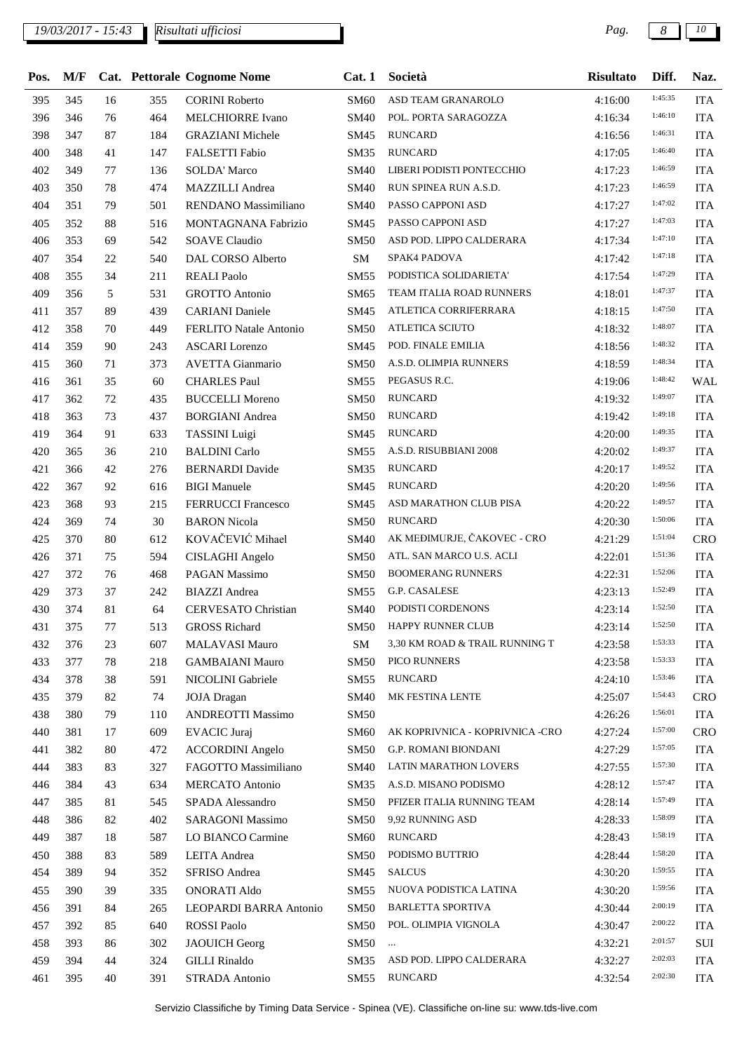*19/03/2017 - 15:43* *Risultati ufficiosi*

| Pos. | M/F | Cat. | Pettorale | Cognome Nome | Cat. 1 | Società | Risultato | Diff. | Naz. |
|---|---|---|---|---|---|---|---|---|---|
| 395 | 345 | 16 | 355 | CORINI Roberto | SM60 | ASD TEAM GRANAROLO | 4:16:00 | 1:45:35 | ITA |
| 396 | 346 | 76 | 464 | MELCHIORRE Ivano | SM40 | POL. PORTA SARAGOZZA | 4:16:34 | 1:46:10 | ITA |
| 398 | 347 | 87 | 184 | GRAZIANI Michele | SM45 | RUNCARD | 4:16:56 | 1:46:31 | ITA |
| 400 | 348 | 41 | 147 | FALSETTI Fabio | SM35 | RUNCARD | 4:17:05 | 1:46:40 | ITA |
| 402 | 349 | 77 | 136 | SOLDA' Marco | SM40 | LIBERI PODISTI PONTECCHIO | 4:17:23 | 1:46:59 | ITA |
| 403 | 350 | 78 | 474 | MAZZILLI Andrea | SM40 | RUN SPINEA RUN A.S.D. | 4:17:23 | 1:46:59 | ITA |
| 404 | 351 | 79 | 501 | RENDANO Massimiliano | SM40 | PASSO CAPPONI ASD | 4:17:27 | 1:47:02 | ITA |
| 405 | 352 | 88 | 516 | MONTAGNANA Fabrizio | SM45 | PASSO CAPPONI ASD | 4:17:27 | 1:47:03 | ITA |
| 406 | 353 | 69 | 542 | SOAVE Claudio | SM50 | ASD POD. LIPPO CALDERARA | 4:17:34 | 1:47:10 | ITA |
| 407 | 354 | 22 | 540 | DAL CORSO Alberto | SM | SPAK4 PADOVA | 4:17:42 | 1:47:18 | ITA |
| 408 | 355 | 34 | 211 | REALI Paolo | SM55 | PODISTICA SOLIDARIETA' | 4:17:54 | 1:47:29 | ITA |
| 409 | 356 | 5 | 531 | GROTTO Antonio | SM65 | TEAM ITALIA ROAD RUNNERS | 4:18:01 | 1:47:37 | ITA |
| 411 | 357 | 89 | 439 | CARIANI Daniele | SM45 | ATLETICA CORRIFERRARA | 4:18:15 | 1:47:50 | ITA |
| 412 | 358 | 70 | 449 | FERLITO Natale Antonio | SM50 | ATLETICA SCIUTO | 4:18:32 | 1:48:07 | ITA |
| 414 | 359 | 90 | 243 | ASCARI Lorenzo | SM45 | POD. FINALE EMILIA | 4:18:56 | 1:48:32 | ITA |
| 415 | 360 | 71 | 373 | AVETTA Gianmario | SM50 | A.S.D. OLIMPIA RUNNERS | 4:18:59 | 1:48:34 | ITA |
| 416 | 361 | 35 | 60 | CHARLES Paul | SM55 | PEGASUS R.C. | 4:19:06 | 1:48:42 | WAL |
| 417 | 362 | 72 | 435 | BUCCELLI Moreno | SM50 | RUNCARD | 4:19:32 | 1:49:07 | ITA |
| 418 | 363 | 73 | 437 | BORGIANI Andrea | SM50 | RUNCARD | 4:19:42 | 1:49:18 | ITA |
| 419 | 364 | 91 | 633 | TASSINI Luigi | SM45 | RUNCARD | 4:20:00 | 1:49:35 | ITA |
| 420 | 365 | 36 | 210 | BALDINI Carlo | SM55 | A.S.D. RISUBBIANI 2008 | 4:20:02 | 1:49:37 | ITA |
| 421 | 366 | 42 | 276 | BERNARDI Davide | SM35 | RUNCARD | 4:20:17 | 1:49:52 | ITA |
| 422 | 367 | 92 | 616 | BIGI Manuele | SM45 | RUNCARD | 4:20:20 | 1:49:56 | ITA |
| 423 | 368 | 93 | 215 | FERRUCCI Francesco | SM45 | ASD MARATHON CLUB PISA | 4:20:22 | 1:49:57 | ITA |
| 424 | 369 | 74 | 30 | BARON Nicola | SM50 | RUNCARD | 4:20:30 | 1:50:06 | ITA |
| 425 | 370 | 80 | 612 | KOVAČEVIĆ Mihael | SM40 | AK MEĐIMURJE, ČAKOVEC - CRO | 4:21:29 | 1:51:04 | CRO |
| 426 | 371 | 75 | 594 | CISLAGHI Angelo | SM50 | ATL. SAN MARCO U.S. ACLI | 4:22:01 | 1:51:36 | ITA |
| 427 | 372 | 76 | 468 | PAGAN Massimo | SM50 | BOOMERANG RUNNERS | 4:22:31 | 1:52:06 | ITA |
| 429 | 373 | 37 | 242 | BIAZZI Andrea | SM55 | G.P. CASALESE | 4:23:13 | 1:52:49 | ITA |
| 430 | 374 | 81 | 64 | CERVESATO Christian | SM40 | PODISTI CORDENONS | 4:23:14 | 1:52:50 | ITA |
| 431 | 375 | 77 | 513 | GROSS Richard | SM50 | HAPPY RUNNER CLUB | 4:23:14 | 1:52:50 | ITA |
| 432 | 376 | 23 | 607 | MALAVASI Mauro | SM | 3,30 KM ROAD & TRAIL RUNNING T | 4:23:58 | 1:53:33 | ITA |
| 433 | 377 | 78 | 218 | GAMBAIANI Mauro | SM50 | PICO RUNNERS | 4:23:58 | 1:53:33 | ITA |
| 434 | 378 | 38 | 591 | NICOLINI Gabriele | SM55 | RUNCARD | 4:24:10 | 1:53:46 | ITA |
| 435 | 379 | 82 | 74 | JOJA Dragan | SM40 | MK FESTINA LENTE | 4:25:07 | 1:54:43 | CRO |
| 438 | 380 | 79 | 110 | ANDREOTTI Massimo | SM50 | | 4:26:26 | 1:56:01 | ITA |
| 440 | 381 | 17 | 609 | EVACIC Juraj | SM60 | AK KOPRIVNICA - KOPRIVNICA -CRO | 4:27:24 | 1:57:00 | CRO |
| 441 | 382 | 80 | 472 | ACCORDINI Angelo | SM50 | G.P. ROMANI BIONDANI | 4:27:29 | 1:57:05 | ITA |
| 444 | 383 | 83 | 327 | FAGOTTO Massimiliano | SM40 | LATIN MARATHON LOVERS | 4:27:55 | 1:57:30 | ITA |
| 446 | 384 | 43 | 634 | MERCATO Antonio | SM35 | A.S.D. MISANO PODISMO | 4:28:12 | 1:57:47 | ITA |
| 447 | 385 | 81 | 545 | SPADA Alessandro | SM50 | PFIZER ITALIA RUNNING TEAM | 4:28:14 | 1:57:49 | ITA |
| 448 | 386 | 82 | 402 | SARAGONI Massimo | SM50 | 9,92 RUNNING ASD | 4:28:33 | 1:58:09 | ITA |
| 449 | 387 | 18 | 587 | LO BIANCO Carmine | SM60 | RUNCARD | 4:28:43 | 1:58:19 | ITA |
| 450 | 388 | 83 | 589 | LEITA Andrea | SM50 | PODISMO BUTTRIO | 4:28:44 | 1:58:20 | ITA |
| 454 | 389 | 94 | 352 | SFRISO Andrea | SM45 | SALCUS | 4:30:20 | 1:59:55 | ITA |
| 455 | 390 | 39 | 335 | ONORATI Aldo | SM55 | NUOVA PODISTICA LATINA | 4:30:20 | 1:59:56 | ITA |
| 456 | 391 | 84 | 265 | LEOPARDI BARRA Antonio | SM50 | BARLETTA SPORTIVA | 4:30:44 | 2:00:19 | ITA |
| 457 | 392 | 85 | 640 | ROSSI Paolo | SM50 | POL. OLIMPIA VIGNOLA | 4:30:47 | 2:00:22 | ITA |
| 458 | 393 | 86 | 302 | JAOUICH Georg | SM50 | ... | 4:32:21 | 2:01:57 | SUI |
| 459 | 394 | 44 | 324 | GILLI Rinaldo | SM35 | ASD POD. LIPPO CALDERARA | 4:32:27 | 2:02:03 | ITA |
| 461 | 395 | 40 | 391 | STRADA Antonio | SM55 | RUNCARD | 4:32:54 | 2:02:30 | ITA |

Servizio Classifiche by Timing Data Service - Spinea (VE). Classifiche on-line su: www.tds-live.com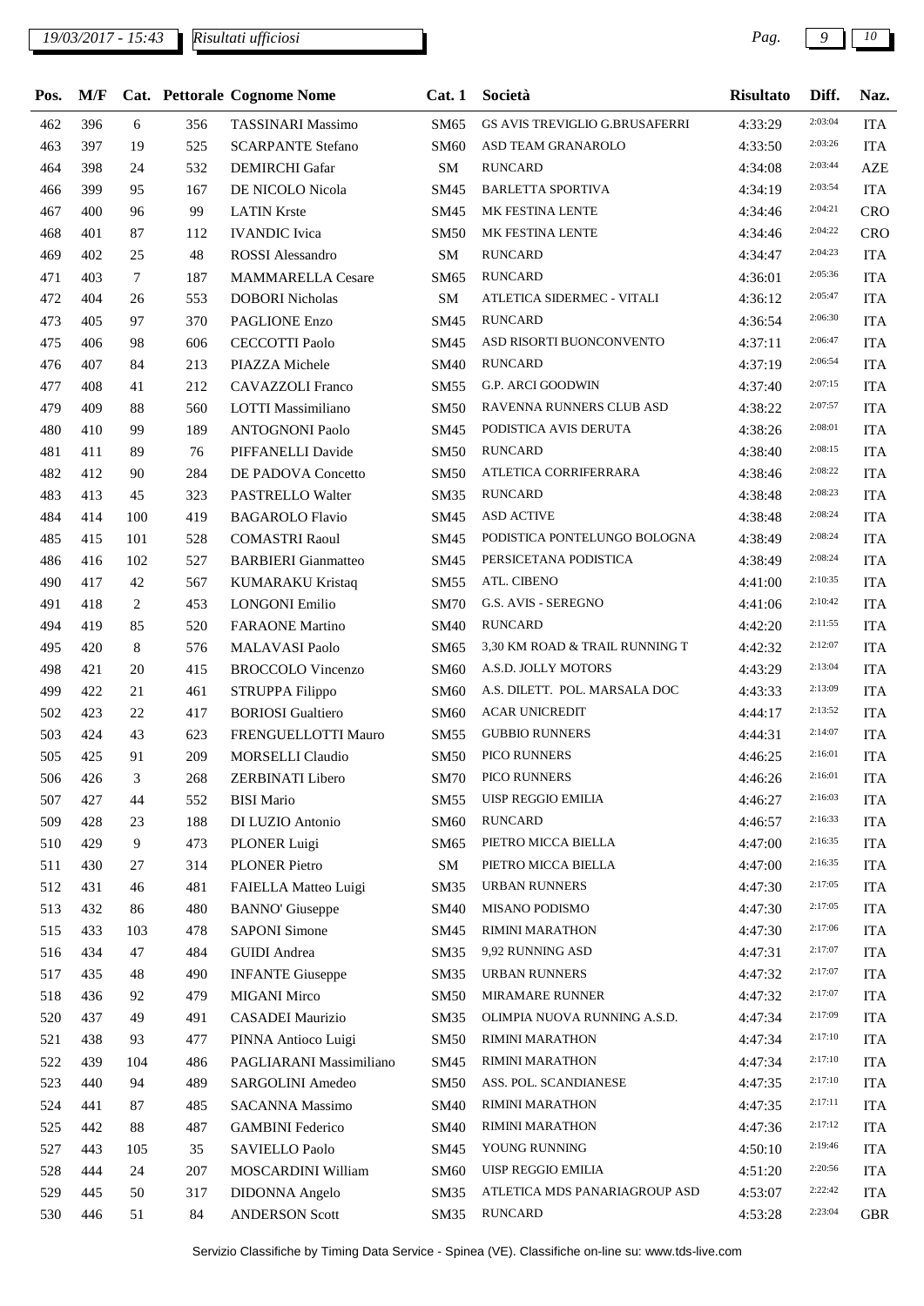*19/03/2017 - 15:43* *Risultati ufficiosi*

| Pos. | M/F | Cat. | Pettorale | Cognome Nome | Cat. 1 | Società | Risultato | Diff. | Naz. |
|---|---|---|---|---|---|---|---|---|---|
| 462 | 396 | 6 | 356 | TASSINARI Massimo | SM65 | GS AVIS TREVIGLIO G.BRUSAFERRI | 4:33:29 | 2:03:04 | ITA |
| 463 | 397 | 19 | 525 | SCARPANTE Stefano | SM60 | ASD TEAM GRANAROLO | 4:33:50 | 2:03:26 | ITA |
| 464 | 398 | 24 | 532 | DEMIRCHI Gafar | SM | RUNCARD | 4:34:08 | 2:03:44 | AZE |
| 466 | 399 | 95 | 167 | DE NICOLO Nicola | SM45 | BARLETTA SPORTIVA | 4:34:19 | 2:03:54 | ITA |
| 467 | 400 | 96 | 99 | LATIN Krste | SM45 | MK FESTINA LENTE | 4:34:46 | 2:04:21 | CRO |
| 468 | 401 | 87 | 112 | IVANDIC Ivica | SM50 | MK FESTINA LENTE | 4:34:46 | 2:04:22 | CRO |
| 469 | 402 | 25 | 48 | ROSSI Alessandro | SM | RUNCARD | 4:34:47 | 2:04:23 | ITA |
| 471 | 403 | 7 | 187 | MAMMARELLA Cesare | SM65 | RUNCARD | 4:36:01 | 2:05:36 | ITA |
| 472 | 404 | 26 | 553 | DOBORI Nicholas | SM | ATLETICA SIDERMEC - VITALI | 4:36:12 | 2:05:47 | ITA |
| 473 | 405 | 97 | 370 | PAGLIONE Enzo | SM45 | RUNCARD | 4:36:54 | 2:06:30 | ITA |
| 475 | 406 | 98 | 606 | CECCOTTI Paolo | SM45 | ASD RISORTI BUONCONVENTO | 4:37:11 | 2:06:47 | ITA |
| 476 | 407 | 84 | 213 | PIAZZA Michele | SM40 | RUNCARD | 4:37:19 | 2:06:54 | ITA |
| 477 | 408 | 41 | 212 | CAVAZZOLI Franco | SM55 | G.P. ARCI GOODWIN | 4:37:40 | 2:07:15 | ITA |
| 479 | 409 | 88 | 560 | LOTTI Massimiliano | SM50 | RAVENNA RUNNERS CLUB ASD | 4:38:22 | 2:07:57 | ITA |
| 480 | 410 | 99 | 189 | ANTOGNONI Paolo | SM45 | PODISTICA AVIS DERUTA | 4:38:26 | 2:08:01 | ITA |
| 481 | 411 | 89 | 76 | PIFFANELLI Davide | SM50 | RUNCARD | 4:38:40 | 2:08:15 | ITA |
| 482 | 412 | 90 | 284 | DE PADOVA Concetto | SM50 | ATLETICA CORRIFERRARA | 4:38:46 | 2:08:22 | ITA |
| 483 | 413 | 45 | 323 | PASTRELLO Walter | SM35 | RUNCARD | 4:38:48 | 2:08:23 | ITA |
| 484 | 414 | 100 | 419 | BAGAROLO Flavio | SM45 | ASD ACTIVE | 4:38:48 | 2:08:24 | ITA |
| 485 | 415 | 101 | 528 | COMASTRI Raoul | SM45 | PODISTICA PONTELUNGO BOLOGNA | 4:38:49 | 2:08:24 | ITA |
| 486 | 416 | 102 | 527 | BARBIERI Gianmatteo | SM45 | PERSICETANA PODISTICA | 4:38:49 | 2:08:24 | ITA |
| 490 | 417 | 42 | 567 | KUMARAKU Kristaq | SM55 | ATL. CIBENO | 4:41:00 | 2:10:35 | ITA |
| 491 | 418 | 2 | 453 | LONGONI Emilio | SM70 | G.S. AVIS - SEREGNO | 4:41:06 | 2:10:42 | ITA |
| 494 | 419 | 85 | 520 | FARAONE Martino | SM40 | RUNCARD | 4:42:20 | 2:11:55 | ITA |
| 495 | 420 | 8 | 576 | MALAVASI Paolo | SM65 | 3,30 KM ROAD & TRAIL RUNNING T | 4:42:32 | 2:12:07 | ITA |
| 498 | 421 | 20 | 415 | BROCCOLO Vincenzo | SM60 | A.S.D. JOLLY MOTORS | 4:43:29 | 2:13:04 | ITA |
| 499 | 422 | 21 | 461 | STRUPPA Filippo | SM60 | A.S. DILETT. POL. MARSALA DOC | 4:43:33 | 2:13:09 | ITA |
| 502 | 423 | 22 | 417 | BORIOSI Gualtiero | SM60 | ACAR UNICREDIT | 4:44:17 | 2:13:52 | ITA |
| 503 | 424 | 43 | 623 | FRENGUELLOTTI Mauro | SM55 | GUBBIO RUNNERS | 4:44:31 | 2:14:07 | ITA |
| 505 | 425 | 91 | 209 | MORSELLI Claudio | SM50 | PICO RUNNERS | 4:46:25 | 2:16:01 | ITA |
| 506 | 426 | 3 | 268 | ZERBINATI Libero | SM70 | PICO RUNNERS | 4:46:26 | 2:16:01 | ITA |
| 507 | 427 | 44 | 552 | BISI Mario | SM55 | UISP REGGIO EMILIA | 4:46:27 | 2:16:03 | ITA |
| 509 | 428 | 23 | 188 | DI LUZIO Antonio | SM60 | RUNCARD | 4:46:57 | 2:16:33 | ITA |
| 510 | 429 | 9 | 473 | PLONER Luigi | SM65 | PIETRO MICCA BIELLA | 4:47:00 | 2:16:35 | ITA |
| 511 | 430 | 27 | 314 | PLONER Pietro | SM | PIETRO MICCA BIELLA | 4:47:00 | 2:16:35 | ITA |
| 512 | 431 | 46 | 481 | FAIELLA Matteo Luigi | SM35 | URBAN RUNNERS | 4:47:30 | 2:17:05 | ITA |
| 513 | 432 | 86 | 480 | BANNO' Giuseppe | SM40 | MISANO PODISMO | 4:47:30 | 2:17:05 | ITA |
| 515 | 433 | 103 | 478 | SAPONI Simone | SM45 | RIMINI MARATHON | 4:47:30 | 2:17:06 | ITA |
| 516 | 434 | 47 | 484 | GUIDI Andrea | SM35 | 9,92 RUNNING ASD | 4:47:31 | 2:17:07 | ITA |
| 517 | 435 | 48 | 490 | INFANTE Giuseppe | SM35 | URBAN RUNNERS | 4:47:32 | 2:17:07 | ITA |
| 518 | 436 | 92 | 479 | MIGANI Mirco | SM50 | MIRAMARE RUNNER | 4:47:32 | 2:17:07 | ITA |
| 520 | 437 | 49 | 491 | CASADEI Maurizio | SM35 | OLIMPIA NUOVA RUNNING A.S.D. | 4:47:34 | 2:17:09 | ITA |
| 521 | 438 | 93 | 477 | PINNA Antioco Luigi | SM50 | RIMINI MARATHON | 4:47:34 | 2:17:10 | ITA |
| 522 | 439 | 104 | 486 | PAGLIARANI Massimiliano | SM45 | RIMINI MARATHON | 4:47:34 | 2:17:10 | ITA |
| 523 | 440 | 94 | 489 | SARGOLINI Amedeo | SM50 | ASS. POL. SCANDIANESE | 4:47:35 | 2:17:10 | ITA |
| 524 | 441 | 87 | 485 | SACANNA Massimo | SM40 | RIMINI MARATHON | 4:47:35 | 2:17:11 | ITA |
| 525 | 442 | 88 | 487 | GAMBINI Federico | SM40 | RIMINI MARATHON | 4:47:36 | 2:17:12 | ITA |
| 527 | 443 | 105 | 35 | SAVIELLO Paolo | SM45 | YOUNG RUNNING | 4:50:10 | 2:19:46 | ITA |
| 528 | 444 | 24 | 207 | MOSCARDINI William | SM60 | UISP REGGIO EMILIA | 4:51:20 | 2:20:56 | ITA |
| 529 | 445 | 50 | 317 | DIDONNA Angelo | SM35 | ATLETICA MDS PANARIAGROUP ASD | 4:53:07 | 2:22:42 | ITA |
| 530 | 446 | 51 | 84 | ANDERSON Scott | SM35 | RUNCARD | 4:53:28 | 2:23:04 | GBR |

Servizio Classifiche by Timing Data Service - Spinea (VE). Classifiche on-line su: www.tds-live.com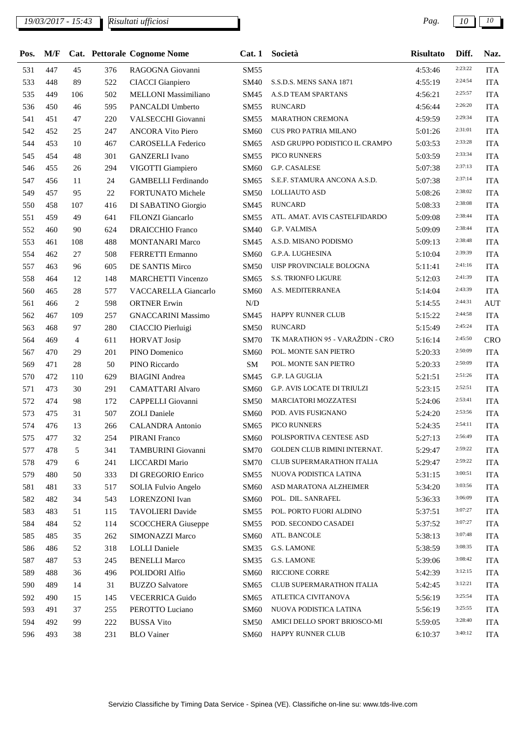| Pos. | M/F | Cat. | Pettorale | Cognome Nome | Cat. 1 | Società | Risultato | Diff. | Naz. |
|---|---|---|---|---|---|---|---|---|---|
| 531 | 447 | 45 | 376 | RAGOGNA Giovanni | SM55 | | 4:53:46 | 2:23:22 | ITA |
| 533 | 448 | 89 | 522 | CIACCI Gianpiero | SM40 | S.S.D.S. MENS SANA 1871 | 4:55:19 | 2:24:54 | ITA |
| 535 | 449 | 106 | 502 | MELLONI Massimiliano | SM45 | A.S.D TEAM SPARTANS | 4:56:21 | 2:25:57 | ITA |
| 536 | 450 | 46 | 595 | PANCALDI Umberto | SM55 | RUNCARD | 4:56:44 | 2:26:20 | ITA |
| 541 | 451 | 47 | 220 | VALSECCHI Giovanni | SM55 | MARATHON CREMONA | 4:59:59 | 2:29:34 | ITA |
| 542 | 452 | 25 | 247 | ANCORA Vito Piero | SM60 | CUS PRO PATRIA MILANO | 5:01:26 | 2:31:01 | ITA |
| 544 | 453 | 10 | 467 | CAROSELLA Federico | SM65 | ASD GRUPPO PODISTICO IL CRAMPO | 5:03:53 | 2:33:28 | ITA |
| 545 | 454 | 48 | 301 | GANZERLI Ivano | SM55 | PICO RUNNERS | 5:03:59 | 2:33:34 | ITA |
| 546 | 455 | 26 | 294 | VIGOTTI Giampiero | SM60 | G.P. CASALESE | 5:07:38 | 2:37:13 | ITA |
| 547 | 456 | 11 | 24 | GAMBELLI Ferdinando | SM65 | S.E.F. STAMURA ANCONA A.S.D. | 5:07:38 | 2:37:14 | ITA |
| 549 | 457 | 95 | 22 | FORTUNATO Michele | SM50 | LOLLIAUTO ASD | 5:08:26 | 2:38:02 | ITA |
| 550 | 458 | 107 | 416 | DI SABATINO Giorgio | SM45 | RUNCARD | 5:08:33 | 2:38:08 | ITA |
| 551 | 459 | 49 | 641 | FILONZI Giancarlo | SM55 | ATL. AMAT. AVIS CASTELFIDARDO | 5:09:08 | 2:38:44 | ITA |
| 552 | 460 | 90 | 624 | DRAICCHIO Franco | SM40 | G.P. VALMISA | 5:09:09 | 2:38:44 | ITA |
| 553 | 461 | 108 | 488 | MONTANARI Marco | SM45 | A.S.D. MISANO PODISMO | 5:09:13 | 2:38:48 | ITA |
| 554 | 462 | 27 | 508 | FERRETTI Ermanno | SM60 | G.P.A. LUGHESINA | 5:10:04 | 2:39:39 | ITA |
| 557 | 463 | 96 | 605 | DE SANTIS Mirco | SM50 | UISP PROVINCIALE BOLOGNA | 5:11:41 | 2:41:16 | ITA |
| 558 | 464 | 12 | 148 | MARCHETTI Vincenzo | SM65 | S.S. TRIONFO LIGURE | 5:12:03 | 2:41:39 | ITA |
| 560 | 465 | 28 | 577 | VACCARELLA Giancarlo | SM60 | A.S. MEDITERRANEA | 5:14:04 | 2:43:39 | ITA |
| 561 | 466 | 2 | 598 | ORTNER Erwin | N/D | | 5:14:55 | 2:44:31 | AUT |
| 562 | 467 | 109 | 257 | GNACCARINI Massimo | SM45 | HAPPY RUNNER CLUB | 5:15:22 | 2:44:58 | ITA |
| 563 | 468 | 97 | 280 | CIACCIO Pierluigi | SM50 | RUNCARD | 5:15:49 | 2:45:24 | ITA |
| 564 | 469 | 4 | 611 | HORVAT Josip | SM70 | TK MARATHON 95 - VARAŽDIN - CRO | 5:16:14 | 2:45:50 | CRO |
| 567 | 470 | 29 | 201 | PINO Domenico | SM60 | POL. MONTE SAN PIETRO | 5:20:33 | 2:50:09 | ITA |
| 569 | 471 | 28 | 50 | PINO Riccardo | SM | POL. MONTE SAN PIETRO | 5:20:33 | 2:50:09 | ITA |
| 570 | 472 | 110 | 629 | BIAGINI Andrea | SM45 | G.P. LA GUGLIA | 5:21:51 | 2:51:26 | ITA |
| 571 | 473 | 30 | 291 | CAMATTARI Alvaro | SM60 | G.P. AVIS LOCATE DI TRIULZI | 5:23:15 | 2:52:51 | ITA |
| 572 | 474 | 98 | 172 | CAPPELLI Giovanni | SM50 | MARCIATORI MOZZATESI | 5:24:06 | 2:53:41 | ITA |
| 573 | 475 | 31 | 507 | ZOLI Daniele | SM60 | POD. AVIS FUSIGNANO | 5:24:20 | 2:53:56 | ITA |
| 574 | 476 | 13 | 266 | CALANDRA Antonio | SM65 | PICO RUNNERS | 5:24:35 | 2:54:11 | ITA |
| 575 | 477 | 32 | 254 | PIRANI Franco | SM60 | POLISPORTIVA CENTESE ASD | 5:27:13 | 2:56:49 | ITA |
| 577 | 478 | 5 | 341 | TAMBURINI Giovanni | SM70 | GOLDEN CLUB RIMINI INTERNAT. | 5:29:47 | 2:59:22 | ITA |
| 578 | 479 | 6 | 241 | LICCARDI Mario | SM70 | CLUB SUPERMARATHON ITALIA | 5:29:47 | 2:59:22 | ITA |
| 579 | 480 | 50 | 333 | DI GREGORIO Enrico | SM55 | NUOVA PODISTICA LATINA | 5:31:15 | 3:00:51 | ITA |
| 581 | 481 | 33 | 517 | SOLIA Fulvio Angelo | SM60 | ASD MARATONA ALZHEIMER | 5:34:20 | 3:03:56 | ITA |
| 582 | 482 | 34 | 543 | LORENZONI Ivan | SM60 | POL. DIL. SANRAFEL | 5:36:33 | 3:06:09 | ITA |
| 583 | 483 | 51 | 115 | TAVOLIERI Davide | SM55 | POL. PORTO FUORI ALDINO | 5:37:51 | 3:07:27 | ITA |
| 584 | 484 | 52 | 114 | SCOCCHERA Giuseppe | SM55 | POD. SECONDO CASADEI | 5:37:52 | 3:07:27 | ITA |
| 585 | 485 | 35 | 262 | SIMONAZZI Marco | SM60 | ATL. BANCOLE | 5:38:13 | 3:07:48 | ITA |
| 586 | 486 | 52 | 318 | LOLLI Daniele | SM35 | G.S. LAMONE | 5:38:59 | 3:08:35 | ITA |
| 587 | 487 | 53 | 245 | BENELLI Marco | SM35 | G.S. LAMONE | 5:39:06 | 3:08:42 | ITA |
| 589 | 488 | 36 | 496 | POLIDORI Alfio | SM60 | RICCIONE CORRE | 5:42:39 | 3:12:15 | ITA |
| 590 | 489 | 14 | 31 | BUZZO Salvatore | SM65 | CLUB SUPERMARATHON ITALIA | 5:42:45 | 3:12:21 | ITA |
| 592 | 490 | 15 | 145 | VECERRICA Guido | SM65 | ATLETICA CIVITANOVA | 5:56:19 | 3:25:54 | ITA |
| 593 | 491 | 37 | 255 | PEROTTO Luciano | SM60 | NUOVA PODISTICA LATINA | 5:56:19 | 3:25:55 | ITA |
| 594 | 492 | 99 | 222 | BUSSA Vito | SM50 | AMICI DELLO SPORT BRIOSCO-MI | 5:59:05 | 3:28:40 | ITA |
| 596 | 493 | 38 | 231 | BLO Vainer | SM60 | HAPPY RUNNER CLUB | 6:10:37 | 3:40:12 | ITA |

Servizio Classifiche by Timing Data Service - Spinea (VE). Classifiche on-line su: www.tds-live.com